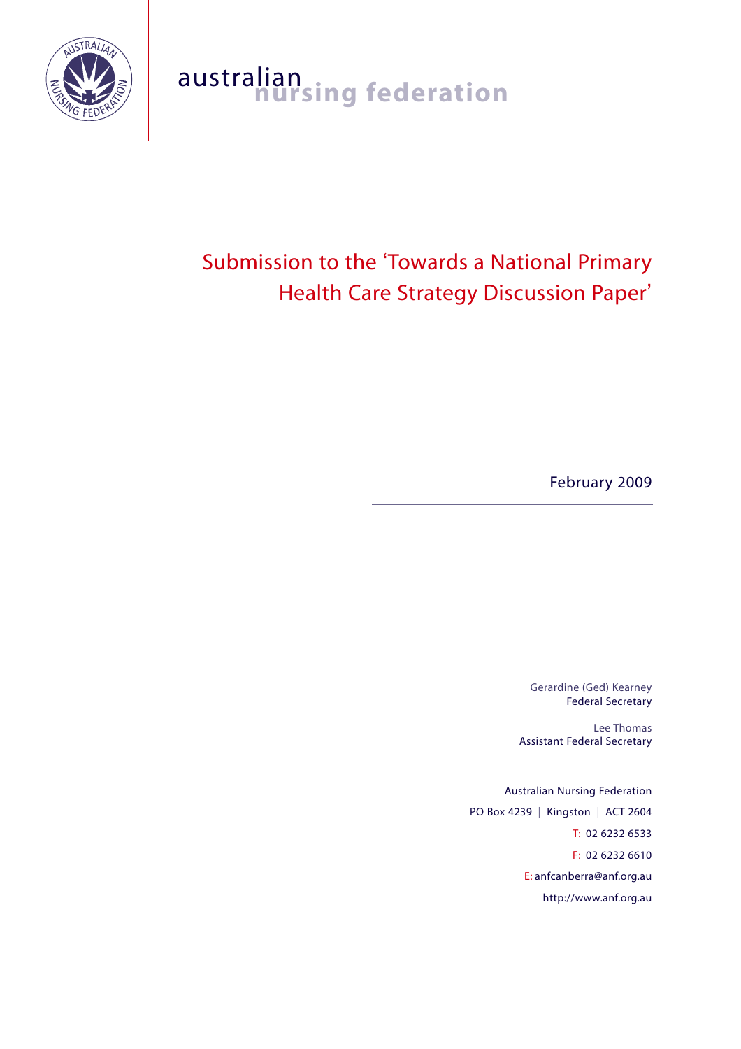australian nursing federation

# Submission to the 'Towards a National Primary Health Care Strategy Discussion Paper'

February 2009

---

Gerardine (Ged) Kearney
Federal Secretary

Lee Thomas
Assistant Federal Secretary

Australian Nursing Federation
PO Box 4239 | Kingston | ACT 2604
T: 02 6232 6533
F: 02 6232 6610
E: anfcanberra@anf.org.au
http://www.anf.org.au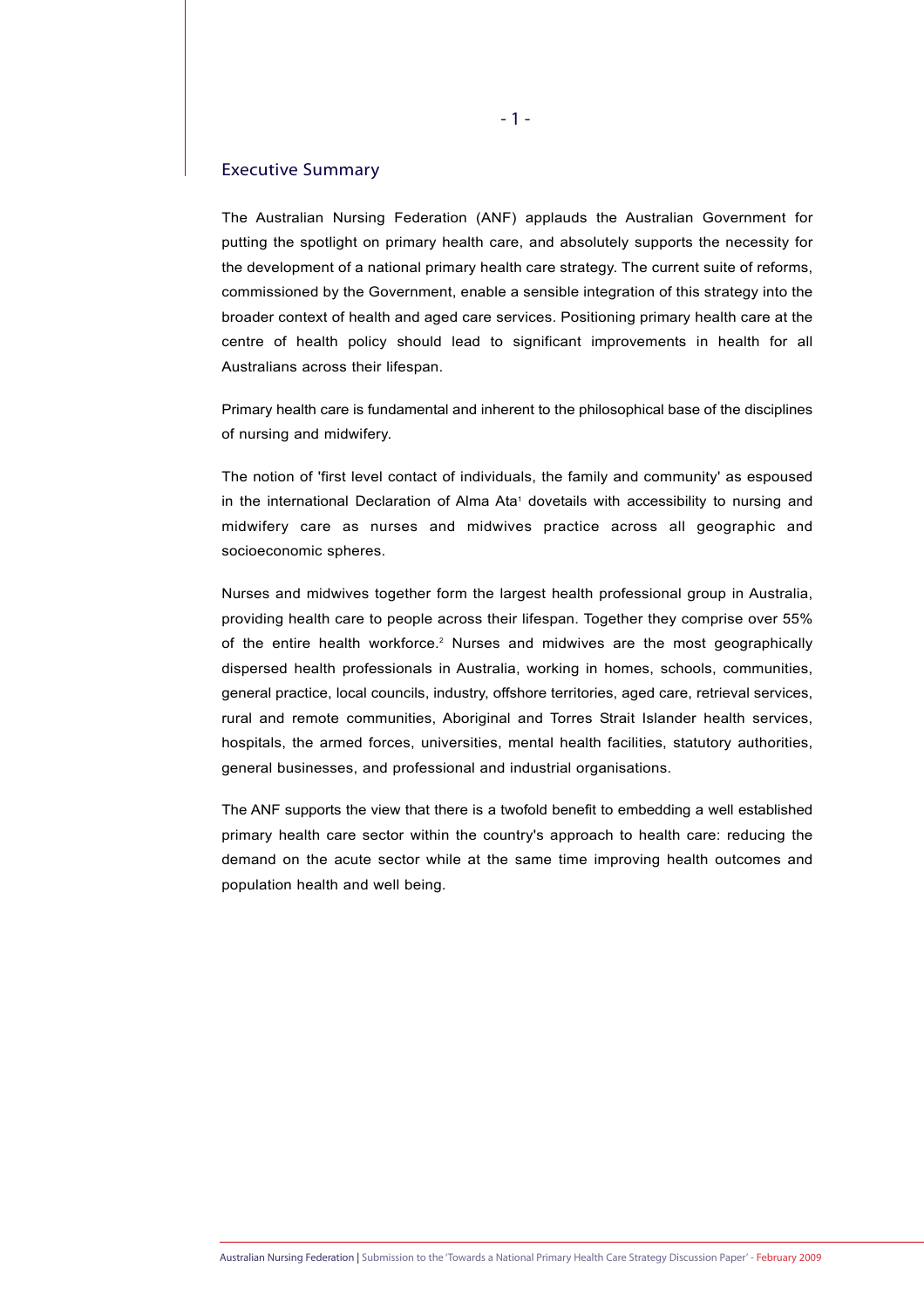## Executive Summary

The Australian Nursing Federation (ANF) applauds the Australian Government for putting the spotlight on primary health care, and absolutely supports the necessity for the development of a national primary health care strategy. The current suite of reforms, commissioned by the Government, enable a sensible integration of this strategy into the broader context of health and aged care services. Positioning primary health care at the centre of health policy should lead to significant improvements in health for all Australians across their lifespan.

Primary health care is fundamental and inherent to the philosophical base of the disciplines of nursing and midwifery.

The notion of 'first level contact of individuals, the family and community' as espoused in the international Declaration of Alma Ata[1] dovetails with accessibility to nursing and midwifery care as nurses and midwives practice across all geographic and socioeconomic spheres.

Nurses and midwives together form the largest health professional group in Australia, providing health care to people across their lifespan. Together they comprise over 55% of the entire health workforce.[2] Nurses and midwives are the most geographically dispersed health professionals in Australia, working in homes, schools, communities, general practice, local councils, industry, offshore territories, aged care, retrieval services, rural and remote communities, Aboriginal and Torres Strait Islander health services, hospitals, the armed forces, universities, mental health facilities, statutory authorities, general businesses, and professional and industrial organisations.

The ANF supports the view that there is a twofold benefit to embedding a well established primary health care sector within the country's approach to health care: reducing the demand on the acute sector while at the same time improving health outcomes and population health and well being.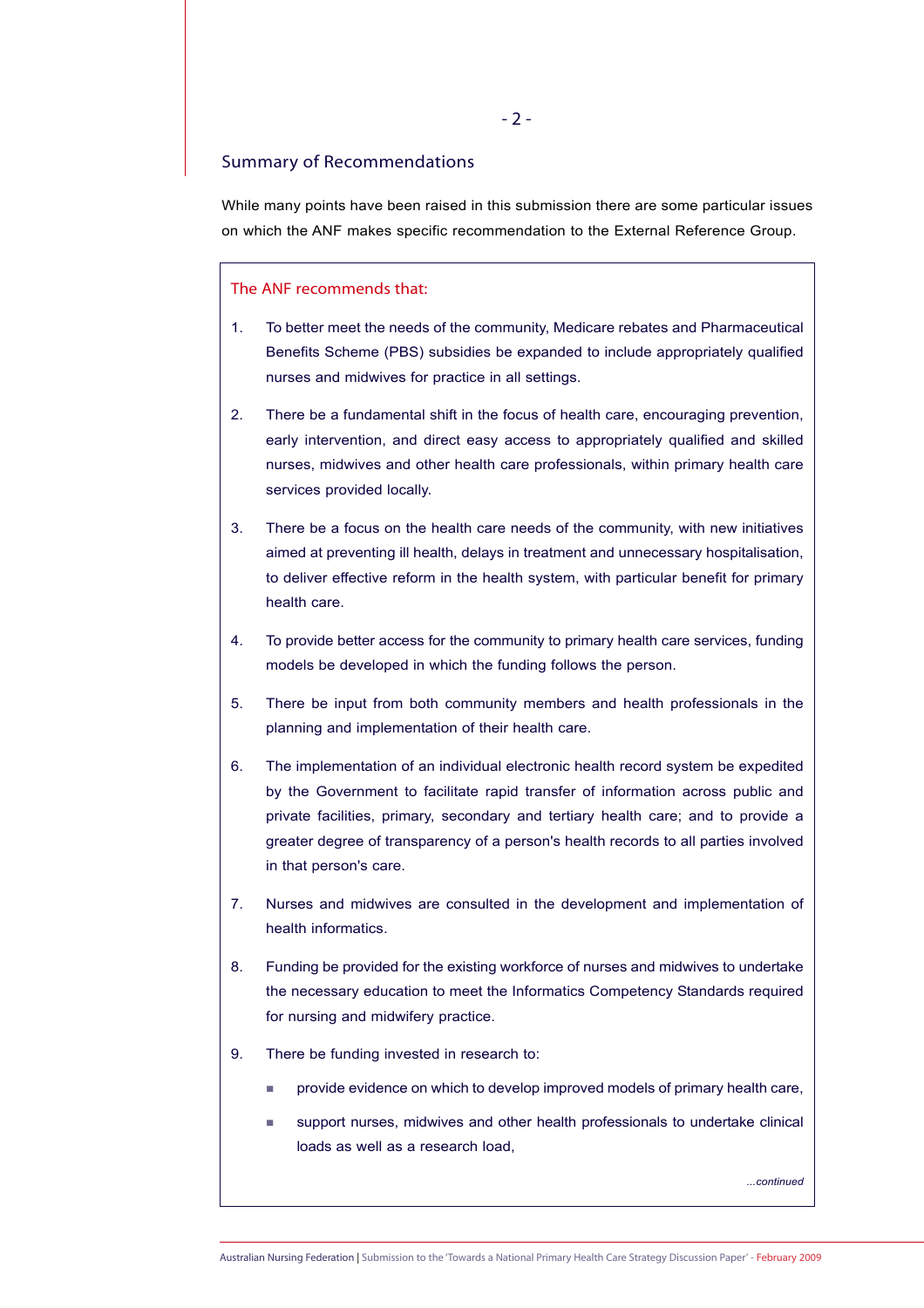## Summary of Recommendations

While many points have been raised in this submission there are some particular issues on which the ANF makes specific recommendation to the External Reference Group.

**The ANF recommends that:**

1. To better meet the needs of the community, Medicare rebates and Pharmaceutical Benefits Scheme (PBS) subsidies be expanded to include appropriately qualified nurses and midwives for practice in all settings.

2. There be a fundamental shift in the focus of health care, encouraging prevention, early intervention, and direct easy access to appropriately qualified and skilled nurses, midwives and other health care professionals, within primary health care services provided locally.

3. There be a focus on the health care needs of the community, with new initiatives aimed at preventing ill health, delays in treatment and unnecessary hospitalisation, to deliver effective reform in the health system, with particular benefit for primary health care.

4. To provide better access for the community to primary health care services, funding models be developed in which the funding follows the person.

5. There be input from both community members and health professionals in the planning and implementation of their health care.

6. The implementation of an individual electronic health record system be expedited by the Government to facilitate rapid transfer of information across public and private facilities, primary, secondary and tertiary health care; and to provide a greater degree of transparency of a person's health records to all parties involved in that person's care.

7. Nurses and midwives are consulted in the development and implementation of health informatics.

8. Funding be provided for the existing workforce of nurses and midwives to undertake the necessary education to meet the Informatics Competency Standards required for nursing and midwifery practice.

9. There be funding invested in research to:
   - provide evidence on which to develop improved models of primary health care,
   - support nurses, midwives and other health professionals to undertake clinical loads as well as a research load,

*...continued*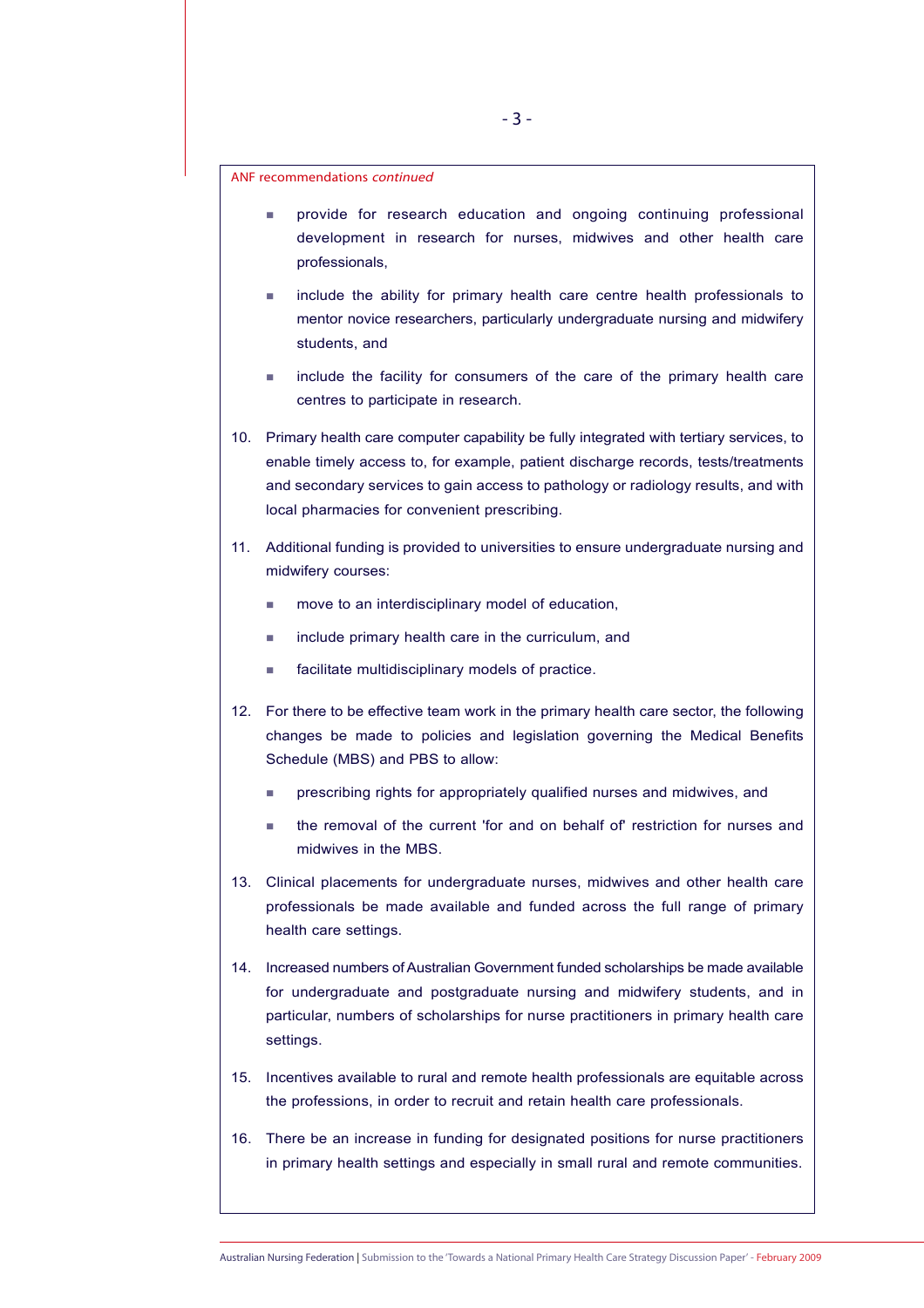ANF recommendations *continued*

- provide for research education and ongoing continuing professional development in research for nurses, midwives and other health care professionals,
- include the ability for primary health care centre health professionals to mentor novice researchers, particularly undergraduate nursing and midwifery students, and
- include the facility for consumers of the care of the primary health care centres to participate in research.

10. Primary health care computer capability be fully integrated with tertiary services, to enable timely access to, for example, patient discharge records, tests/treatments and secondary services to gain access to pathology or radiology results, and with local pharmacies for convenient prescribing.

11. Additional funding is provided to universities to ensure undergraduate nursing and midwifery courses:
    - move to an interdisciplinary model of education,
    - include primary health care in the curriculum, and
    - facilitate multidisciplinary models of practice.

12. For there to be effective team work in the primary health care sector, the following changes be made to policies and legislation governing the Medical Benefits Schedule (MBS) and PBS to allow:
    - prescribing rights for appropriately qualified nurses and midwives, and
    - the removal of the current 'for and on behalf of' restriction for nurses and midwives in the MBS.

13. Clinical placements for undergraduate nurses, midwives and other health care professionals be made available and funded across the full range of primary health care settings.

14. Increased numbers of Australian Government funded scholarships be made available for undergraduate and postgraduate nursing and midwifery students, and in particular, numbers of scholarships for nurse practitioners in primary health care settings.

15. Incentives available to rural and remote health professionals are equitable across the professions, in order to recruit and retain health care professionals.

16. There be an increase in funding for designated positions for nurse practitioners in primary health settings and especially in small rural and remote communities.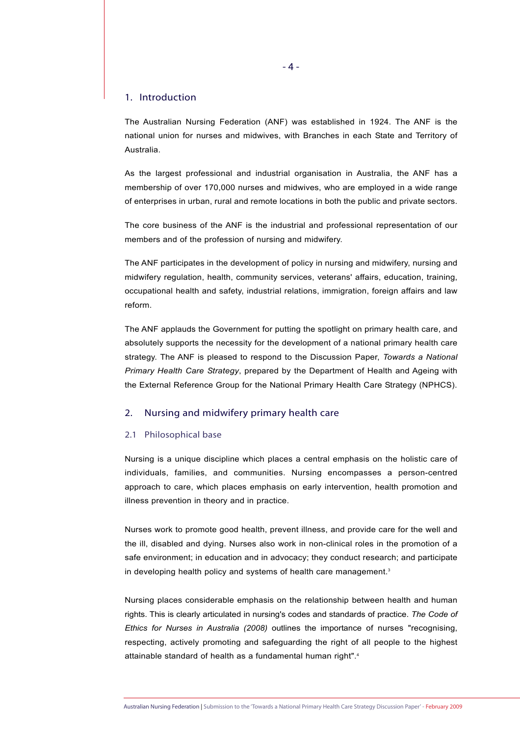## 1. Introduction

The Australian Nursing Federation (ANF) was established in 1924. The ANF is the national union for nurses and midwives, with Branches in each State and Territory of Australia.

As the largest professional and industrial organisation in Australia, the ANF has a membership of over 170,000 nurses and midwives, who are employed in a wide range of enterprises in urban, rural and remote locations in both the public and private sectors.

The core business of the ANF is the industrial and professional representation of our members and of the profession of nursing and midwifery.

The ANF participates in the development of policy in nursing and midwifery, nursing and midwifery regulation, health, community services, veterans' affairs, education, training, occupational health and safety, industrial relations, immigration, foreign affairs and law reform.

The ANF applauds the Government for putting the spotlight on primary health care, and absolutely supports the necessity for the development of a national primary health care strategy. The ANF is pleased to respond to the Discussion Paper, *Towards a National Primary Health Care Strategy*, prepared by the Department of Health and Ageing with the External Reference Group for the National Primary Health Care Strategy (NPHCS).

## 2. Nursing and midwifery primary health care

### 2.1 Philosophical base

Nursing is a unique discipline which places a central emphasis on the holistic care of individuals, families, and communities. Nursing encompasses a person-centred approach to care, which places emphasis on early intervention, health promotion and illness prevention in theory and in practice.

Nurses work to promote good health, prevent illness, and provide care for the well and the ill, disabled and dying. Nurses also work in non-clinical roles in the promotion of a safe environment; in education and in advocacy; they conduct research; and participate in developing health policy and systems of health care management.[3]

Nursing places considerable emphasis on the relationship between health and human rights. This is clearly articulated in nursing's codes and standards of practice. *The Code of Ethics for Nurses in Australia (2008)* outlines the importance of nurses "recognising, respecting, actively promoting and safeguarding the right of all people to the highest attainable standard of health as a fundamental human right".[4]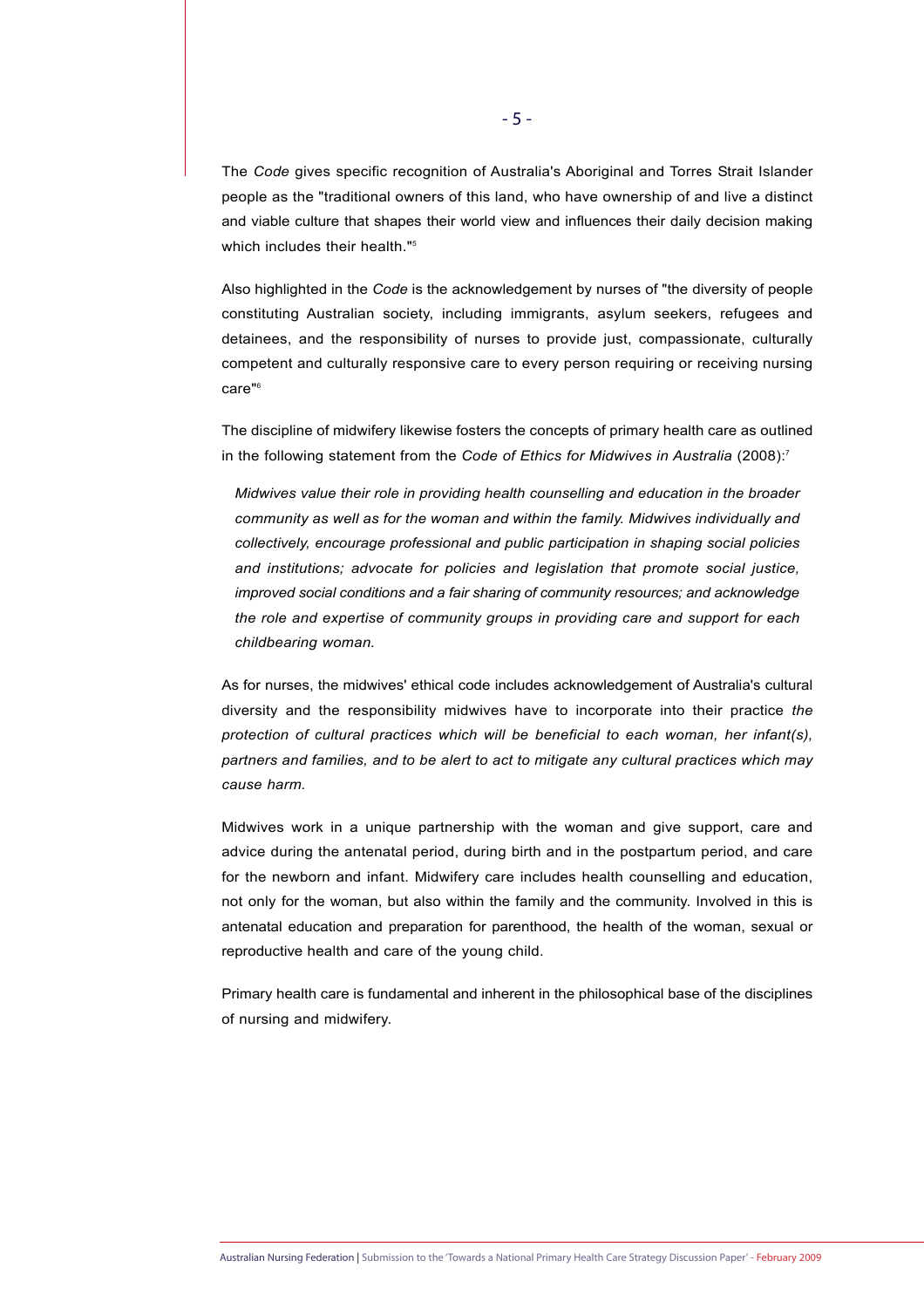The *Code* gives specific recognition of Australia's Aboriginal and Torres Strait Islander people as the "traditional owners of this land, who have ownership of and live a distinct and viable culture that shapes their world view and influences their daily decision making which includes their health."[5]

Also highlighted in the *Code* is the acknowledgement by nurses of "the diversity of people constituting Australian society, including immigrants, asylum seekers, refugees and detainees, and the responsibility of nurses to provide just, compassionate, culturally competent and culturally responsive care to every person requiring or receiving nursing care"[6]

The discipline of midwifery likewise fosters the concepts of primary health care as outlined in the following statement from the *Code of Ethics for Midwives in Australia* (2008):[7]

> *Midwives value their role in providing health counselling and education in the broader community as well as for the woman and within the family. Midwives individually and collectively, encourage professional and public participation in shaping social policies and institutions; advocate for policies and legislation that promote social justice, improved social conditions and a fair sharing of community resources; and acknowledge the role and expertise of community groups in providing care and support for each childbearing woman.*

As for nurses, the midwives' ethical code includes acknowledgement of Australia's cultural diversity and the responsibility midwives have to incorporate into their practice *the protection of cultural practices which will be beneficial to each woman, her infant(s), partners and families, and to be alert to act to mitigate any cultural practices which may cause harm.*

Midwives work in a unique partnership with the woman and give support, care and advice during the antenatal period, during birth and in the postpartum period, and care for the newborn and infant. Midwifery care includes health counselling and education, not only for the woman, but also within the family and the community. Involved in this is antenatal education and preparation for parenthood, the health of the woman, sexual or reproductive health and care of the young child.

Primary health care is fundamental and inherent in the philosophical base of the disciplines of nursing and midwifery.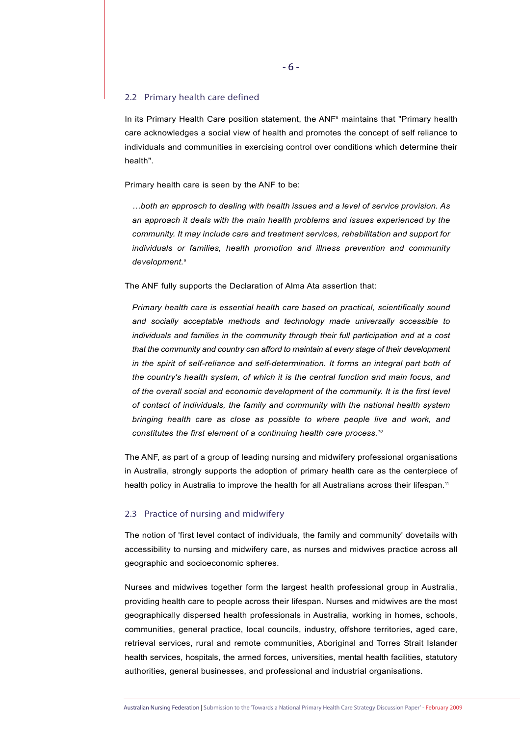## 2.2 Primary health care defined

In its Primary Health Care position statement, the ANF[8] maintains that "Primary health care acknowledges a social view of health and promotes the concept of self reliance to individuals and communities in exercising control over conditions which determine their health".

Primary health care is seen by the ANF to be:

> *…both an approach to dealing with health issues and a level of service provision. As an approach it deals with the main health problems and issues experienced by the community. It may include care and treatment services, rehabilitation and support for individuals or families, health promotion and illness prevention and community development.*[9]

The ANF fully supports the Declaration of Alma Ata assertion that:

> *Primary health care is essential health care based on practical, scientifically sound and socially acceptable methods and technology made universally accessible to individuals and families in the community through their full participation and at a cost that the community and country can afford to maintain at every stage of their development in the spirit of self-reliance and self-determination. It forms an integral part both of the country's health system, of which it is the central function and main focus, and of the overall social and economic development of the community. It is the first level of contact of individuals, the family and community with the national health system bringing health care as close as possible to where people live and work, and constitutes the first element of a continuing health care process.*[10]

The ANF, as part of a group of leading nursing and midwifery professional organisations in Australia, strongly supports the adoption of primary health care as the centerpiece of health policy in Australia to improve the health for all Australians across their lifespan.[11]

## 2.3 Practice of nursing and midwifery

The notion of 'first level contact of individuals, the family and community' dovetails with accessibility to nursing and midwifery care, as nurses and midwives practice across all geographic and socioeconomic spheres.

Nurses and midwives together form the largest health professional group in Australia, providing health care to people across their lifespan. Nurses and midwives are the most geographically dispersed health professionals in Australia, working in homes, schools, communities, general practice, local councils, industry, offshore territories, aged care, retrieval services, rural and remote communities, Aboriginal and Torres Strait Islander health services, hospitals, the armed forces, universities, mental health facilities, statutory authorities, general businesses, and professional and industrial organisations.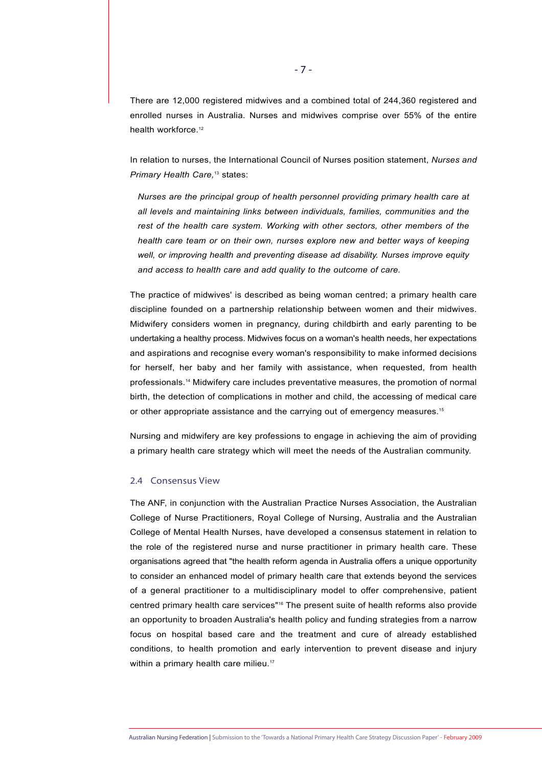There are 12,000 registered midwives and a combined total of 244,360 registered and enrolled nurses in Australia. Nurses and midwives comprise over 55% of the entire health workforce.[12]

In relation to nurses, the International Council of Nurses position statement, *Nurses and Primary Health Care,*[13] states:

> *Nurses are the principal group of health personnel providing primary health care at all levels and maintaining links between individuals, families, communities and the rest of the health care system. Working with other sectors, other members of the health care team or on their own, nurses explore new and better ways of keeping well, or improving health and preventing disease ad disability. Nurses improve equity and access to health care and add quality to the outcome of care.*

The practice of midwives' is described as being woman centred; a primary health care discipline founded on a partnership relationship between women and their midwives. Midwifery considers women in pregnancy, during childbirth and early parenting to be undertaking a healthy process. Midwives focus on a woman's health needs, her expectations and aspirations and recognise every woman's responsibility to make informed decisions for herself, her baby and her family with assistance, when requested, from health professionals.[14] Midwifery care includes preventative measures, the promotion of normal birth, the detection of complications in mother and child, the accessing of medical care or other appropriate assistance and the carrying out of emergency measures.[15]

Nursing and midwifery are key professions to engage in achieving the aim of providing a primary health care strategy which will meet the needs of the Australian community.

### 2.4 Consensus View

The ANF, in conjunction with the Australian Practice Nurses Association, the Australian College of Nurse Practitioners, Royal College of Nursing, Australia and the Australian College of Mental Health Nurses, have developed a consensus statement in relation to the role of the registered nurse and nurse practitioner in primary health care. These organisations agreed that "the health reform agenda in Australia offers a unique opportunity to consider an enhanced model of primary health care that extends beyond the services of a general practitioner to a multidisciplinary model to offer comprehensive, patient centred primary health care services"[16] The present suite of health reforms also provide an opportunity to broaden Australia's health policy and funding strategies from a narrow focus on hospital based care and the treatment and cure of already established conditions, to health promotion and early intervention to prevent disease and injury within a primary health care milieu.[17]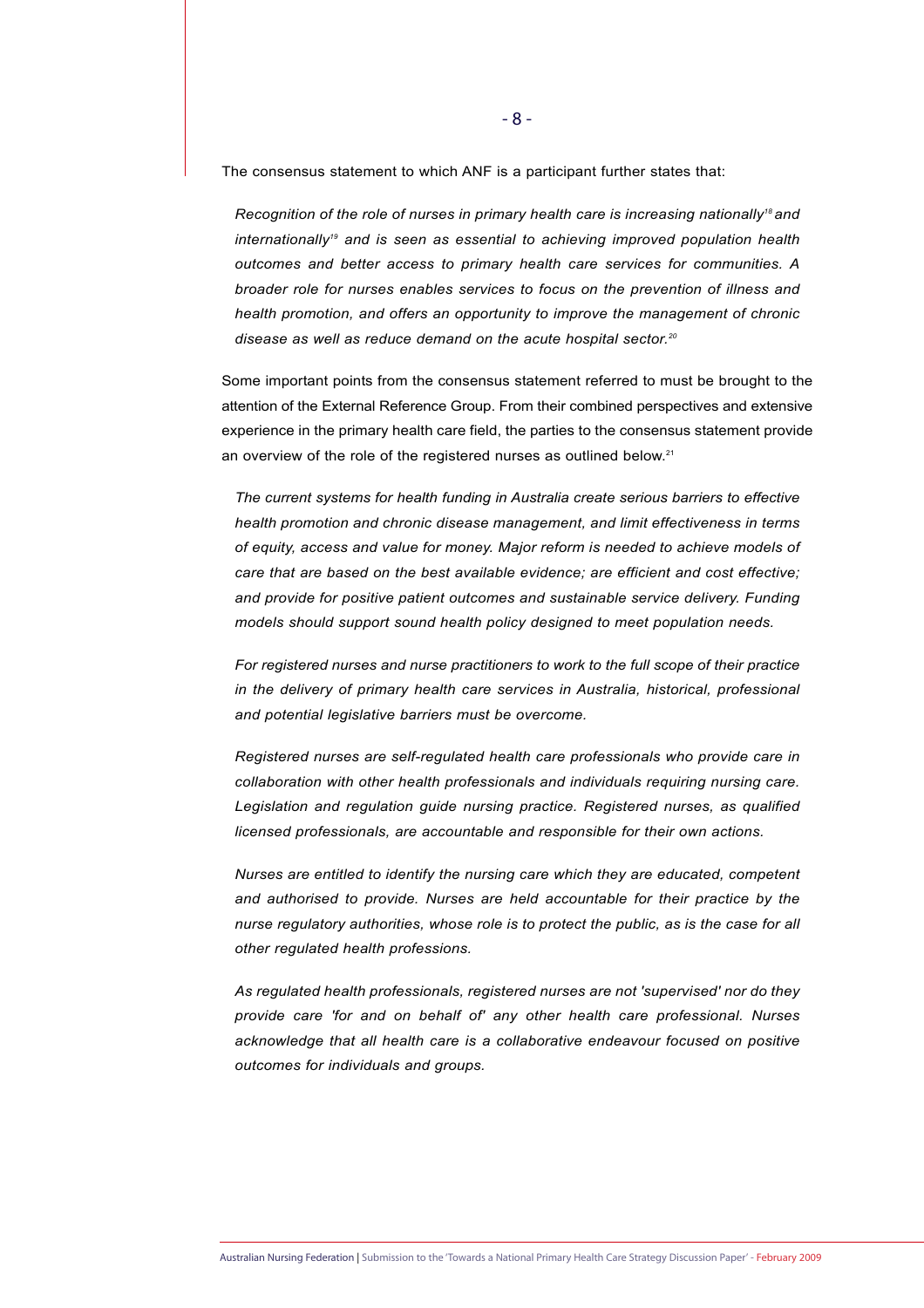The consensus statement to which ANF is a participant further states that:

> *Recognition of the role of nurses in primary health care is increasing nationally[18] and internationally[19] and is seen as essential to achieving improved population health outcomes and better access to primary health care services for communities. A broader role for nurses enables services to focus on the prevention of illness and health promotion, and offers an opportunity to improve the management of chronic disease as well as reduce demand on the acute hospital sector.[20]*

Some important points from the consensus statement referred to must be brought to the attention of the External Reference Group. From their combined perspectives and extensive experience in the primary health care field, the parties to the consensus statement provide an overview of the role of the registered nurses as outlined below.[21]

> *The current systems for health funding in Australia create serious barriers to effective health promotion and chronic disease management, and limit effectiveness in terms of equity, access and value for money. Major reform is needed to achieve models of care that are based on the best available evidence; are efficient and cost effective; and provide for positive patient outcomes and sustainable service delivery. Funding models should support sound health policy designed to meet population needs.*
>
> *For registered nurses and nurse practitioners to work to the full scope of their practice in the delivery of primary health care services in Australia, historical, professional and potential legislative barriers must be overcome.*
>
> *Registered nurses are self-regulated health care professionals who provide care in collaboration with other health professionals and individuals requiring nursing care. Legislation and regulation guide nursing practice. Registered nurses, as qualified licensed professionals, are accountable and responsible for their own actions.*
>
> *Nurses are entitled to identify the nursing care which they are educated, competent and authorised to provide. Nurses are held accountable for their practice by the nurse regulatory authorities, whose role is to protect the public, as is the case for all other regulated health professions.*
>
> *As regulated health professionals, registered nurses are not 'supervised' nor do they provide care 'for and on behalf of' any other health care professional. Nurses acknowledge that all health care is a collaborative endeavour focused on positive outcomes for individuals and groups.*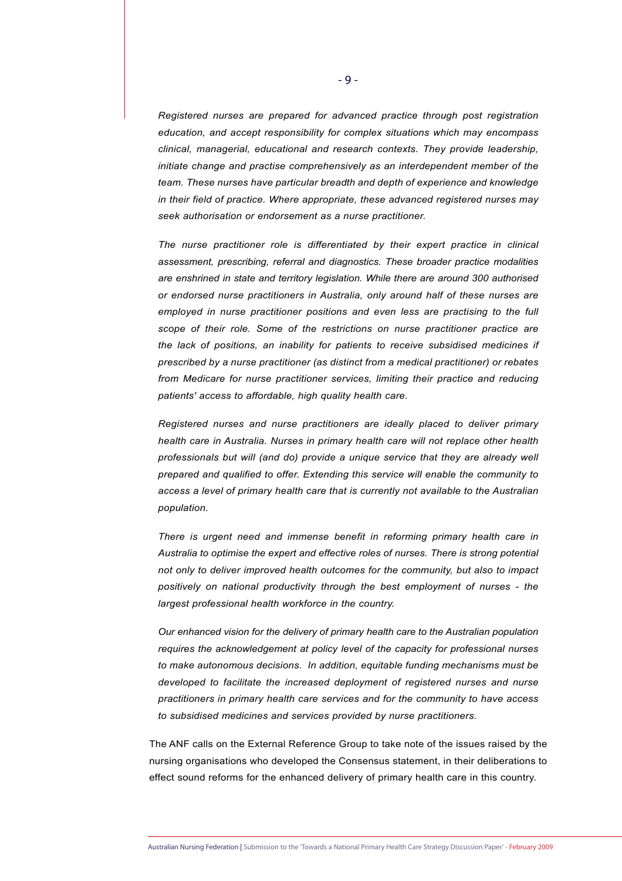*Registered nurses are prepared for advanced practice through post registration education, and accept responsibility for complex situations which may encompass clinical, managerial, educational and research contexts. They provide leadership, initiate change and practise comprehensively as an interdependent member of the team. These nurses have particular breadth and depth of experience and knowledge in their field of practice. Where appropriate, these advanced registered nurses may seek authorisation or endorsement as a nurse practitioner.*

*The nurse practitioner role is differentiated by their expert practice in clinical assessment, prescribing, referral and diagnostics. These broader practice modalities are enshrined in state and territory legislation. While there are around 300 authorised or endorsed nurse practitioners in Australia, only around half of these nurses are employed in nurse practitioner positions and even less are practising to the full scope of their role. Some of the restrictions on nurse practitioner practice are the lack of positions, an inability for patients to receive subsidised medicines if prescribed by a nurse practitioner (as distinct from a medical practitioner) or rebates from Medicare for nurse practitioner services, limiting their practice and reducing patients' access to affordable, high quality health care.*

*Registered nurses and nurse practitioners are ideally placed to deliver primary health care in Australia. Nurses in primary health care will not replace other health professionals but will (and do) provide a unique service that they are already well prepared and qualified to offer. Extending this service will enable the community to access a level of primary health care that is currently not available to the Australian population.*

*There is urgent need and immense benefit in reforming primary health care in Australia to optimise the expert and effective roles of nurses. There is strong potential not only to deliver improved health outcomes for the community, but also to impact positively on national productivity through the best employment of nurses - the largest professional health workforce in the country.*

*Our enhanced vision for the delivery of primary health care to the Australian population requires the acknowledgement at policy level of the capacity for professional nurses to make autonomous decisions. In addition, equitable funding mechanisms must be developed to facilitate the increased deployment of registered nurses and nurse practitioners in primary health care services and for the community to have access to subsidised medicines and services provided by nurse practitioners.*

The ANF calls on the External Reference Group to take note of the issues raised by the nursing organisations who developed the Consensus statement, in their deliberations to effect sound reforms for the enhanced delivery of primary health care in this country.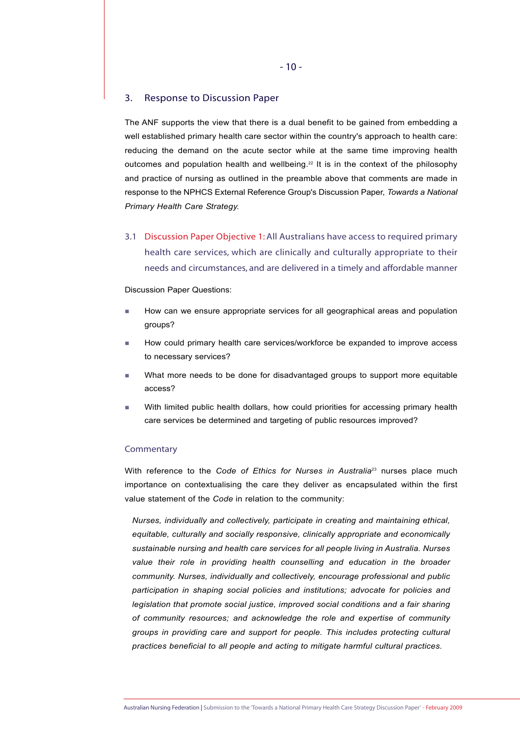## 3. Response to Discussion Paper

The ANF supports the view that there is a dual benefit to be gained from embedding a well established primary health care sector within the country's approach to health care: reducing the demand on the acute sector while at the same time improving health outcomes and population health and wellbeing.[22] It is in the context of the philosophy and practice of nursing as outlined in the preamble above that comments are made in response to the NPHCS External Reference Group's Discussion Paper, *Towards a National Primary Health Care Strategy.*

### 3.1 Discussion Paper Objective 1: All Australians have access to required primary health care services, which are clinically and culturally appropriate to their needs and circumstances, and are delivered in a timely and affordable manner

Discussion Paper Questions:

- How can we ensure appropriate services for all geographical areas and population groups?
- How could primary health care services/workforce be expanded to improve access to necessary services?
- What more needs to be done for disadvantaged groups to support more equitable access?
- With limited public health dollars, how could priorities for accessing primary health care services be determined and targeting of public resources improved?

#### Commentary

With reference to the *Code of Ethics for Nurses in Australia*[23] nurses place much importance on contextualising the care they deliver as encapsulated within the first value statement of the *Code* in relation to the community:

> *Nurses, individually and collectively, participate in creating and maintaining ethical, equitable, culturally and socially responsive, clinically appropriate and economically sustainable nursing and health care services for all people living in Australia. Nurses value their role in providing health counselling and education in the broader community. Nurses, individually and collectively, encourage professional and public participation in shaping social policies and institutions; advocate for policies and legislation that promote social justice, improved social conditions and a fair sharing of community resources; and acknowledge the role and expertise of community groups in providing care and support for people. This includes protecting cultural practices beneficial to all people and acting to mitigate harmful cultural practices.*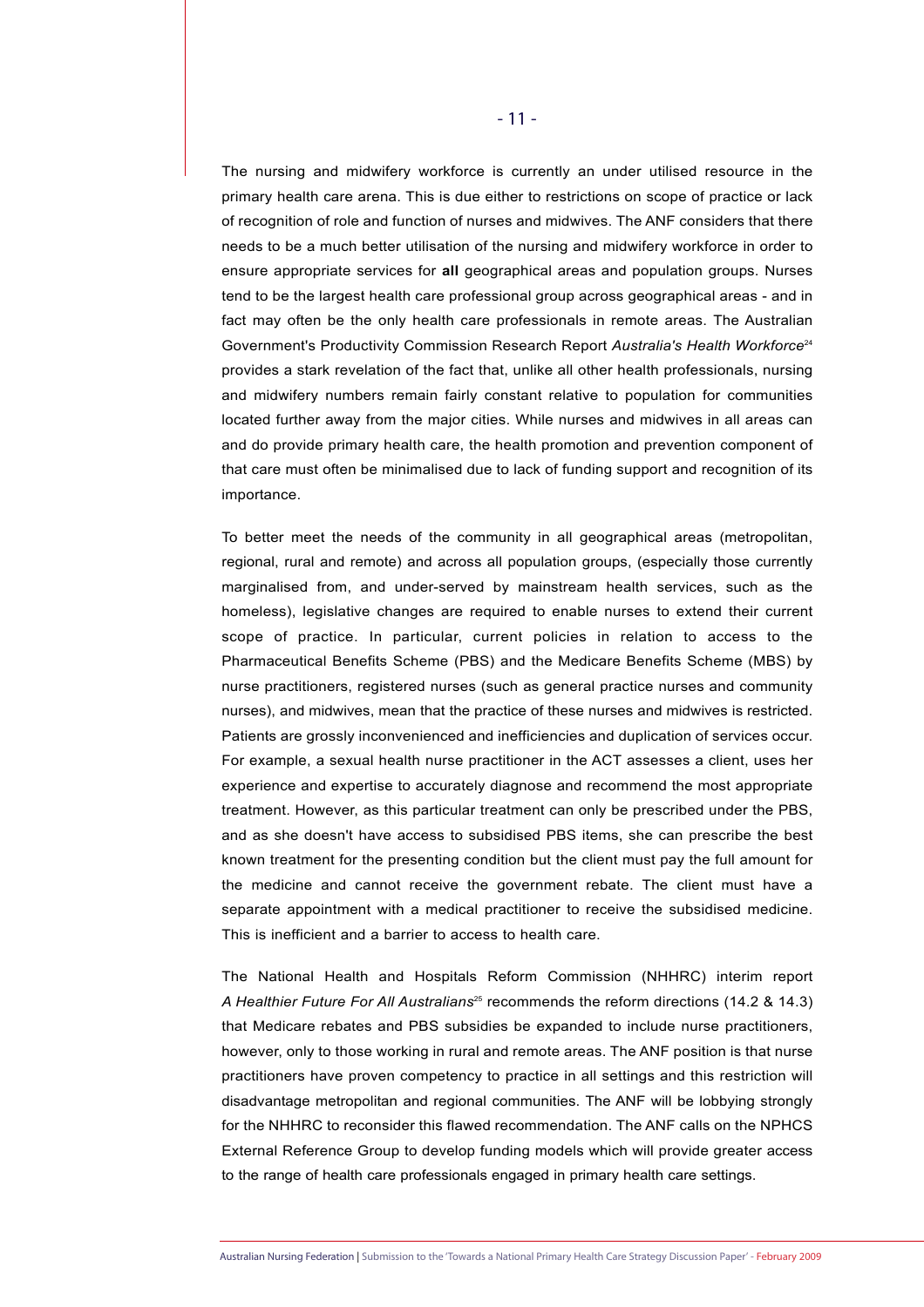The nursing and midwifery workforce is currently an under utilised resource in the primary health care arena. This is due either to restrictions on scope of practice or lack of recognition of role and function of nurses and midwives. The ANF considers that there needs to be a much better utilisation of the nursing and midwifery workforce in order to ensure appropriate services for **all** geographical areas and population groups. Nurses tend to be the largest health care professional group across geographical areas - and in fact may often be the only health care professionals in remote areas. The Australian Government's Productivity Commission Research Report *Australia's Health Workforce*[24] provides a stark revelation of the fact that, unlike all other health professionals, nursing and midwifery numbers remain fairly constant relative to population for communities located further away from the major cities. While nurses and midwives in all areas can and do provide primary health care, the health promotion and prevention component of that care must often be minimalised due to lack of funding support and recognition of its importance.

To better meet the needs of the community in all geographical areas (metropolitan, regional, rural and remote) and across all population groups, (especially those currently marginalised from, and under-served by mainstream health services, such as the homeless), legislative changes are required to enable nurses to extend their current scope of practice. In particular, current policies in relation to access to the Pharmaceutical Benefits Scheme (PBS) and the Medicare Benefits Scheme (MBS) by nurse practitioners, registered nurses (such as general practice nurses and community nurses), and midwives, mean that the practice of these nurses and midwives is restricted. Patients are grossly inconvenienced and inefficiencies and duplication of services occur. For example, a sexual health nurse practitioner in the ACT assesses a client, uses her experience and expertise to accurately diagnose and recommend the most appropriate treatment. However, as this particular treatment can only be prescribed under the PBS, and as she doesn't have access to subsidised PBS items, she can prescribe the best known treatment for the presenting condition but the client must pay the full amount for the medicine and cannot receive the government rebate. The client must have a separate appointment with a medical practitioner to receive the subsidised medicine. This is inefficient and a barrier to access to health care.

The National Health and Hospitals Reform Commission (NHHRC) interim report *A Healthier Future For All Australians*[25] recommends the reform directions (14.2 & 14.3) that Medicare rebates and PBS subsidies be expanded to include nurse practitioners, however, only to those working in rural and remote areas. The ANF position is that nurse practitioners have proven competency to practice in all settings and this restriction will disadvantage metropolitan and regional communities. The ANF will be lobbying strongly for the NHHRC to reconsider this flawed recommendation. The ANF calls on the NPHCS External Reference Group to develop funding models which will provide greater access to the range of health care professionals engaged in primary health care settings.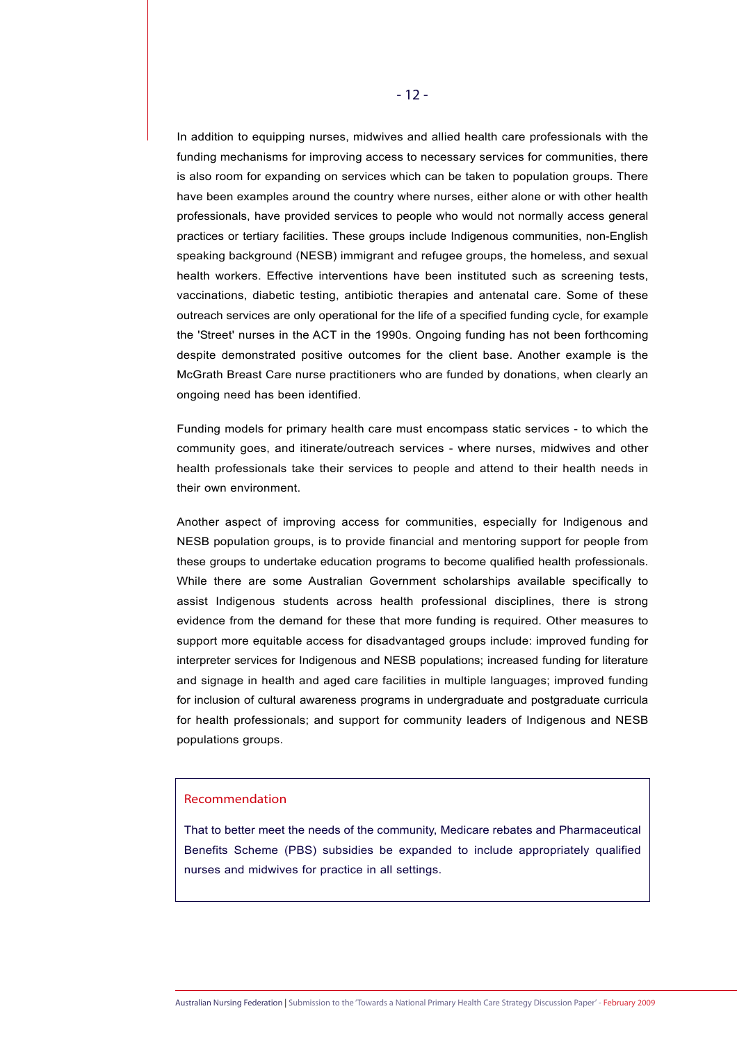In addition to equipping nurses, midwives and allied health care professionals with the funding mechanisms for improving access to necessary services for communities, there is also room for expanding on services which can be taken to population groups. There have been examples around the country where nurses, either alone or with other health professionals, have provided services to people who would not normally access general practices or tertiary facilities. These groups include Indigenous communities, non-English speaking background (NESB) immigrant and refugee groups, the homeless, and sexual health workers. Effective interventions have been instituted such as screening tests, vaccinations, diabetic testing, antibiotic therapies and antenatal care. Some of these outreach services are only operational for the life of a specified funding cycle, for example the 'Street' nurses in the ACT in the 1990s. Ongoing funding has not been forthcoming despite demonstrated positive outcomes for the client base. Another example is the McGrath Breast Care nurse practitioners who are funded by donations, when clearly an ongoing need has been identified.

Funding models for primary health care must encompass static services - to which the community goes, and itinerate/outreach services - where nurses, midwives and other health professionals take their services to people and attend to their health needs in their own environment.

Another aspect of improving access for communities, especially for Indigenous and NESB population groups, is to provide financial and mentoring support for people from these groups to undertake education programs to become qualified health professionals. While there are some Australian Government scholarships available specifically to assist Indigenous students across health professional disciplines, there is strong evidence from the demand for these that more funding is required. Other measures to support more equitable access for disadvantaged groups include: improved funding for interpreter services for Indigenous and NESB populations; increased funding for literature and signage in health and aged care facilities in multiple languages; improved funding for inclusion of cultural awareness programs in undergraduate and postgraduate curricula for health professionals; and support for community leaders of Indigenous and NESB populations groups.

### Recommendation

That to better meet the needs of the community, Medicare rebates and Pharmaceutical Benefits Scheme (PBS) subsidies be expanded to include appropriately qualified nurses and midwives for practice in all settings.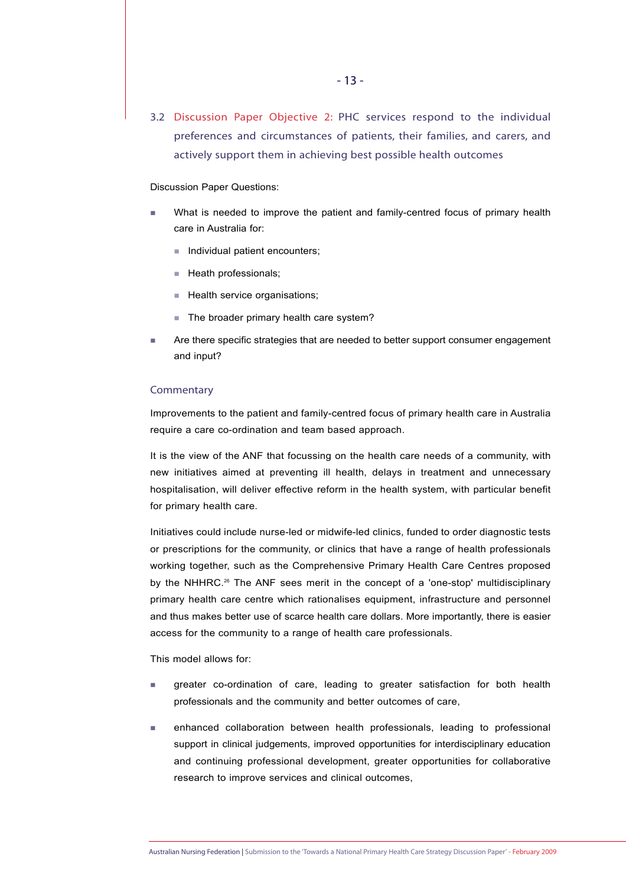## 3.2 Discussion Paper Objective 2: PHC services respond to the individual preferences and circumstances of patients, their families, and carers, and actively support them in achieving best possible health outcomes

Discussion Paper Questions:

- What is needed to improve the patient and family-centred focus of primary health care in Australia for:
  - Individual patient encounters;
  - Heath professionals;
  - Health service organisations;
  - The broader primary health care system?
- Are there specific strategies that are needed to better support consumer engagement and input?

### Commentary

Improvements to the patient and family-centred focus of primary health care in Australia require a care co-ordination and team based approach.

It is the view of the ANF that focussing on the health care needs of a community, with new initiatives aimed at preventing ill health, delays in treatment and unnecessary hospitalisation, will deliver effective reform in the health system, with particular benefit for primary health care.

Initiatives could include nurse-led or midwife-led clinics, funded to order diagnostic tests or prescriptions for the community, or clinics that have a range of health professionals working together, such as the Comprehensive Primary Health Care Centres proposed by the NHHRC.[26] The ANF sees merit in the concept of a 'one-stop' multidisciplinary primary health care centre which rationalises equipment, infrastructure and personnel and thus makes better use of scarce health care dollars. More importantly, there is easier access for the community to a range of health care professionals.

This model allows for:

- greater co-ordination of care, leading to greater satisfaction for both health professionals and the community and better outcomes of care,
- enhanced collaboration between health professionals, leading to professional support in clinical judgements, improved opportunities for interdisciplinary education and continuing professional development, greater opportunities for collaborative research to improve services and clinical outcomes,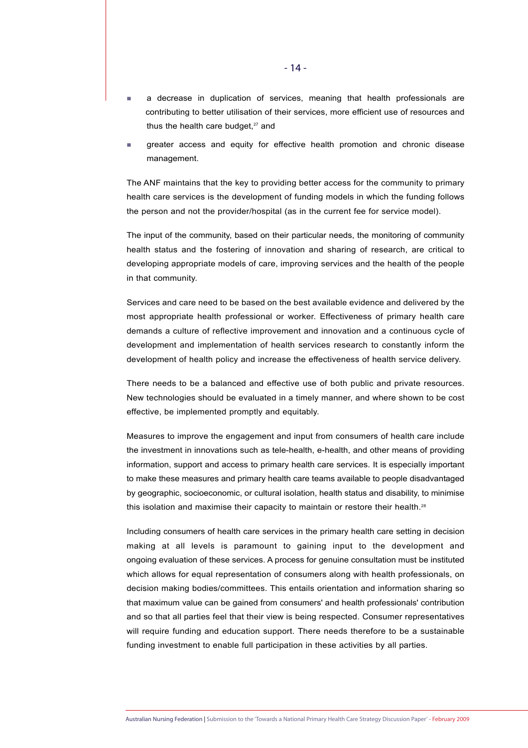- a decrease in duplication of services, meaning that health professionals are contributing to better utilisation of their services, more efficient use of resources and thus the health care budget,[27] and
- greater access and equity for effective health promotion and chronic disease management.

The ANF maintains that the key to providing better access for the community to primary health care services is the development of funding models in which the funding follows the person and not the provider/hospital (as in the current fee for service model).

The input of the community, based on their particular needs, the monitoring of community health status and the fostering of innovation and sharing of research, are critical to developing appropriate models of care, improving services and the health of the people in that community.

Services and care need to be based on the best available evidence and delivered by the most appropriate health professional or worker. Effectiveness of primary health care demands a culture of reflective improvement and innovation and a continuous cycle of development and implementation of health services research to constantly inform the development of health policy and increase the effectiveness of health service delivery.

There needs to be a balanced and effective use of both public and private resources. New technologies should be evaluated in a timely manner, and where shown to be cost effective, be implemented promptly and equitably.

Measures to improve the engagement and input from consumers of health care include the investment in innovations such as tele-health, e-health, and other means of providing information, support and access to primary health care services. It is especially important to make these measures and primary health care teams available to people disadvantaged by geographic, socioeconomic, or cultural isolation, health status and disability, to minimise this isolation and maximise their capacity to maintain or restore their health.[28]

Including consumers of health care services in the primary health care setting in decision making at all levels is paramount to gaining input to the development and ongoing evaluation of these services. A process for genuine consultation must be instituted which allows for equal representation of consumers along with health professionals, on decision making bodies/committees. This entails orientation and information sharing so that maximum value can be gained from consumers' and health professionals' contribution and so that all parties feel that their view is being respected. Consumer representatives will require funding and education support. There needs therefore to be a sustainable funding investment to enable full participation in these activities by all parties.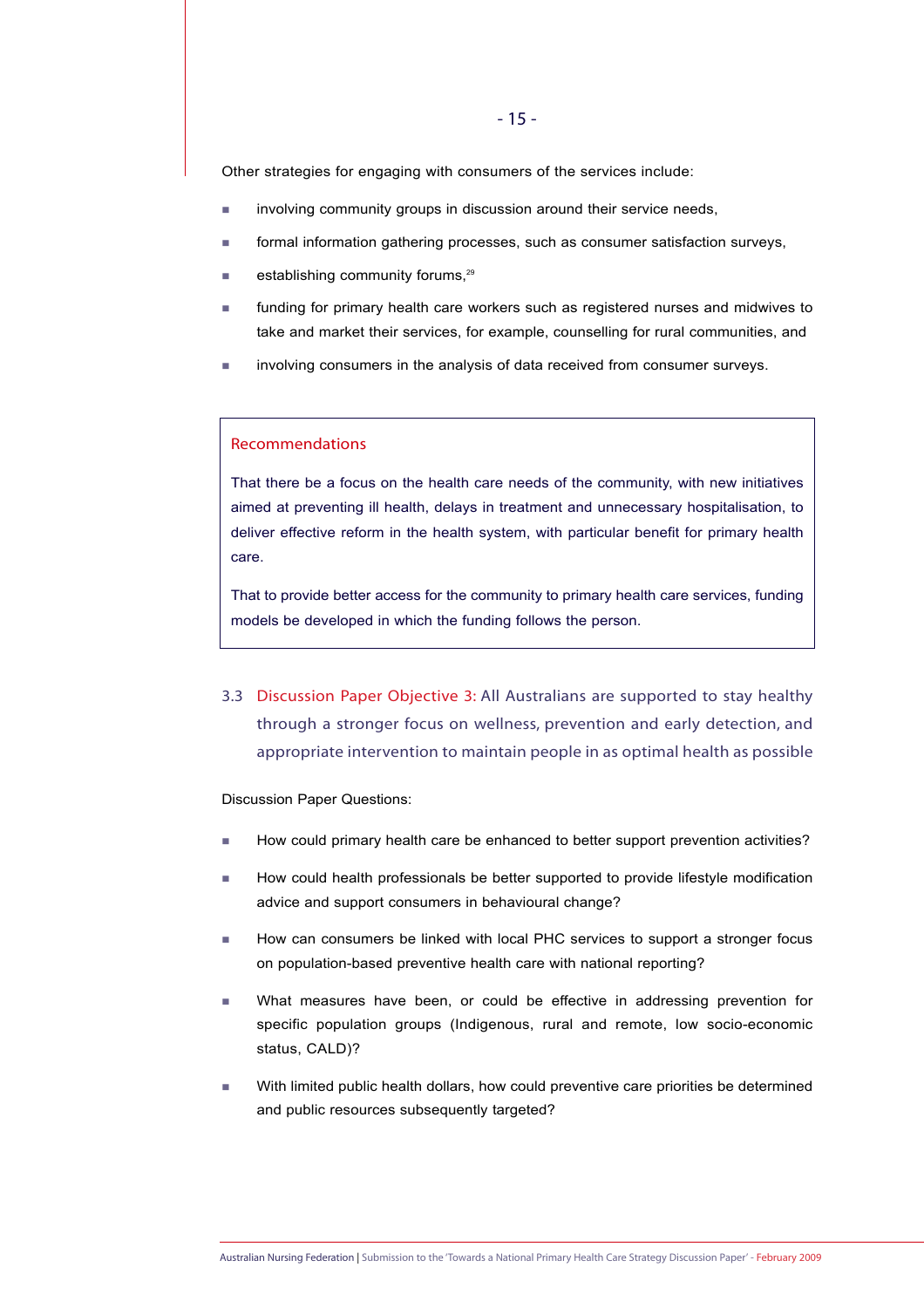Other strategies for engaging with consumers of the services include:

- involving community groups in discussion around their service needs,
- formal information gathering processes, such as consumer satisfaction surveys,
- establishing community forums,[29]
- funding for primary health care workers such as registered nurses and midwives to take and market their services, for example, counselling for rural communities, and
- involving consumers in the analysis of data received from consumer surveys.

> **Recommendations**
>
> That there be a focus on the health care needs of the community, with new initiatives aimed at preventing ill health, delays in treatment and unnecessary hospitalisation, to deliver effective reform in the health system, with particular benefit for primary health care.
>
> That to provide better access for the community to primary health care services, funding models be developed in which the funding follows the person.

### 3.3 Discussion Paper Objective 3: All Australians are supported to stay healthy through a stronger focus on wellness, prevention and early detection, and appropriate intervention to maintain people in as optimal health as possible

Discussion Paper Questions:

- How could primary health care be enhanced to better support prevention activities?
- How could health professionals be better supported to provide lifestyle modification advice and support consumers in behavioural change?
- How can consumers be linked with local PHC services to support a stronger focus on population-based preventive health care with national reporting?
- What measures have been, or could be effective in addressing prevention for specific population groups (Indigenous, rural and remote, low socio-economic status, CALD)?
- With limited public health dollars, how could preventive care priorities be determined and public resources subsequently targeted?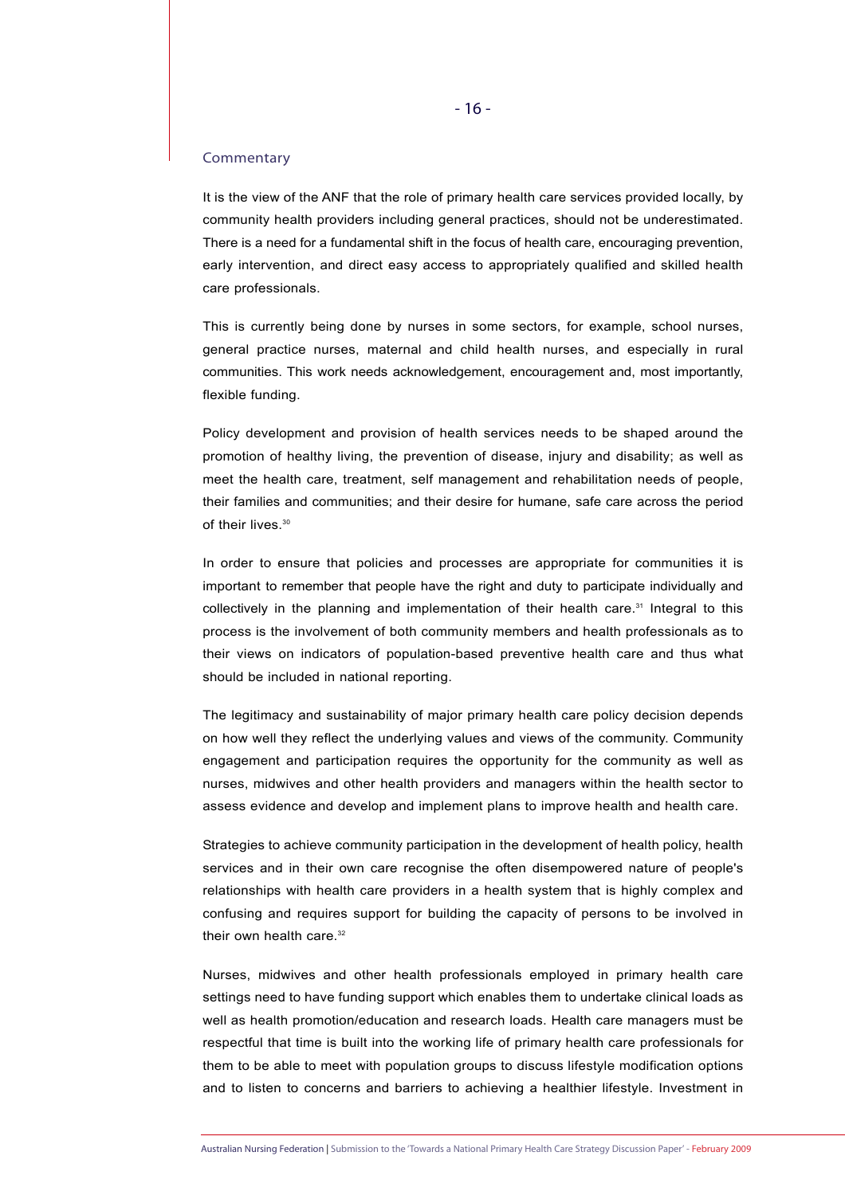### Commentary

It is the view of the ANF that the role of primary health care services provided locally, by community health providers including general practices, should not be underestimated. There is a need for a fundamental shift in the focus of health care, encouraging prevention, early intervention, and direct easy access to appropriately qualified and skilled health care professionals.

This is currently being done by nurses in some sectors, for example, school nurses, general practice nurses, maternal and child health nurses, and especially in rural communities. This work needs acknowledgement, encouragement and, most importantly, flexible funding.

Policy development and provision of health services needs to be shaped around the promotion of healthy living, the prevention of disease, injury and disability; as well as meet the health care, treatment, self management and rehabilitation needs of people, their families and communities; and their desire for humane, safe care across the period of their lives.[30]

In order to ensure that policies and processes are appropriate for communities it is important to remember that people have the right and duty to participate individually and collectively in the planning and implementation of their health care.[31] Integral to this process is the involvement of both community members and health professionals as to their views on indicators of population-based preventive health care and thus what should be included in national reporting.

The legitimacy and sustainability of major primary health care policy decision depends on how well they reflect the underlying values and views of the community. Community engagement and participation requires the opportunity for the community as well as nurses, midwives and other health providers and managers within the health sector to assess evidence and develop and implement plans to improve health and health care.

Strategies to achieve community participation in the development of health policy, health services and in their own care recognise the often disempowered nature of people's relationships with health care providers in a health system that is highly complex and confusing and requires support for building the capacity of persons to be involved in their own health care.[32]

Nurses, midwives and other health professionals employed in primary health care settings need to have funding support which enables them to undertake clinical loads as well as health promotion/education and research loads. Health care managers must be respectful that time is built into the working life of primary health care professionals for them to be able to meet with population groups to discuss lifestyle modification options and to listen to concerns and barriers to achieving a healthier lifestyle. Investment in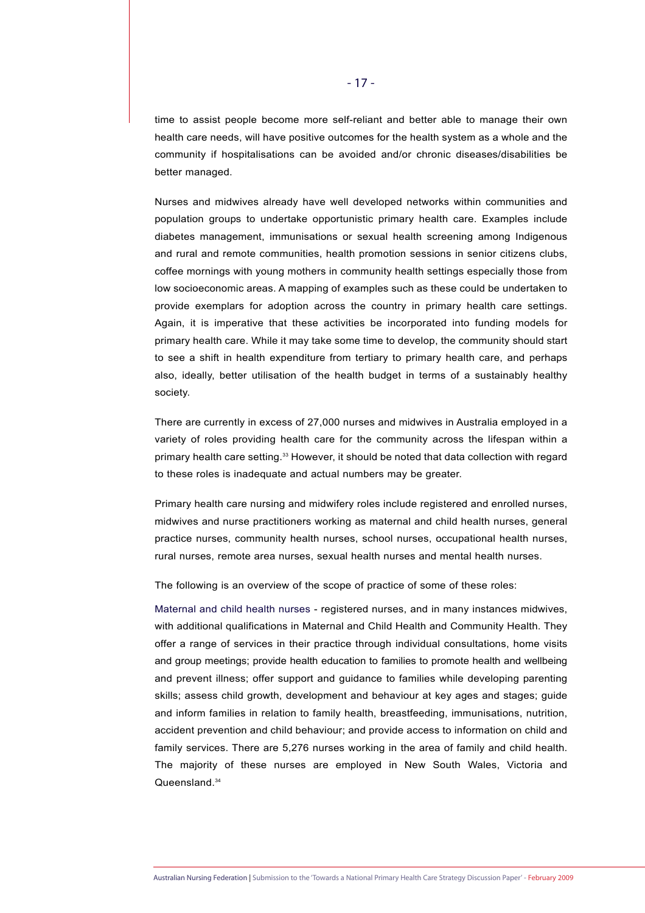time to assist people become more self-reliant and better able to manage their own health care needs, will have positive outcomes for the health system as a whole and the community if hospitalisations can be avoided and/or chronic diseases/disabilities be better managed.

Nurses and midwives already have well developed networks within communities and population groups to undertake opportunistic primary health care. Examples include diabetes management, immunisations or sexual health screening among Indigenous and rural and remote communities, health promotion sessions in senior citizens clubs, coffee mornings with young mothers in community health settings especially those from low socioeconomic areas. A mapping of examples such as these could be undertaken to provide exemplars for adoption across the country in primary health care settings. Again, it is imperative that these activities be incorporated into funding models for primary health care. While it may take some time to develop, the community should start to see a shift in health expenditure from tertiary to primary health care, and perhaps also, ideally, better utilisation of the health budget in terms of a sustainably healthy society.

There are currently in excess of 27,000 nurses and midwives in Australia employed in a variety of roles providing health care for the community across the lifespan within a primary health care setting.[33] However, it should be noted that data collection with regard to these roles is inadequate and actual numbers may be greater.

Primary health care nursing and midwifery roles include registered and enrolled nurses, midwives and nurse practitioners working as maternal and child health nurses, general practice nurses, community health nurses, school nurses, occupational health nurses, rural nurses, remote area nurses, sexual health nurses and mental health nurses.

The following is an overview of the scope of practice of some of these roles:

Maternal and child health nurses - registered nurses, and in many instances midwives, with additional qualifications in Maternal and Child Health and Community Health. They offer a range of services in their practice through individual consultations, home visits and group meetings; provide health education to families to promote health and wellbeing and prevent illness; offer support and guidance to families while developing parenting skills; assess child growth, development and behaviour at key ages and stages; guide and inform families in relation to family health, breastfeeding, immunisations, nutrition, accident prevention and child behaviour; and provide access to information on child and family services. There are 5,276 nurses working in the area of family and child health. The majority of these nurses are employed in New South Wales, Victoria and Queensland.[34]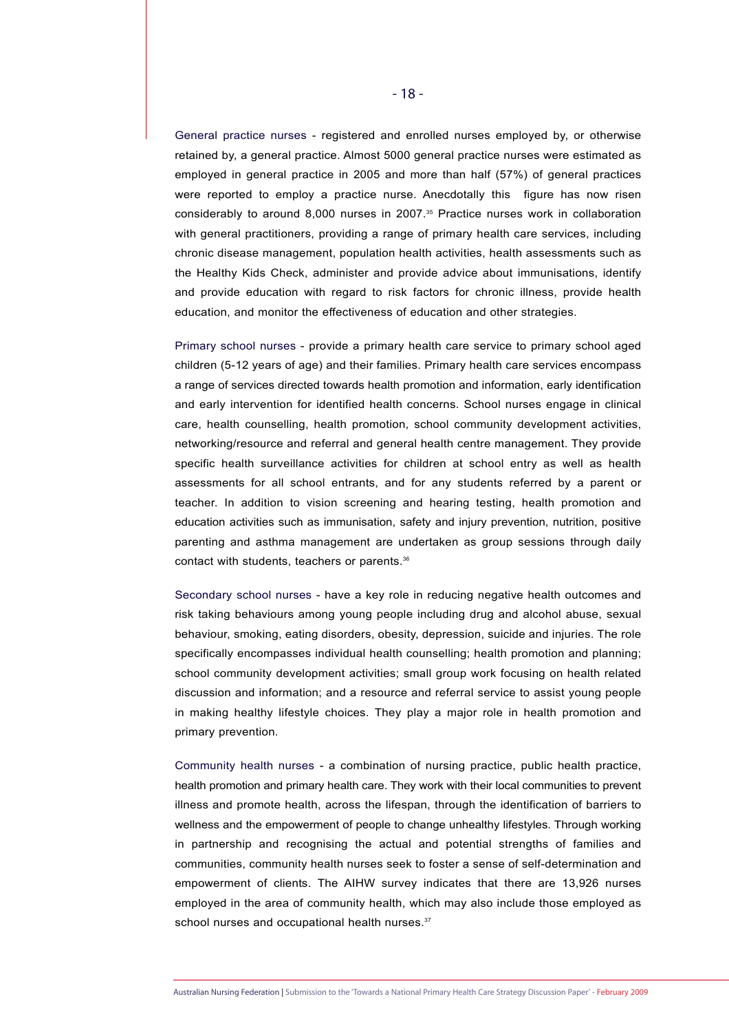General practice nurses - registered and enrolled nurses employed by, or otherwise retained by, a general practice. Almost 5000 general practice nurses were estimated as employed in general practice in 2005 and more than half (57%) of general practices were reported to employ a practice nurse. Anecdotally this figure has now risen considerably to around 8,000 nurses in 2007.[35] Practice nurses work in collaboration with general practitioners, providing a range of primary health care services, including chronic disease management, population health activities, health assessments such as the Healthy Kids Check, administer and provide advice about immunisations, identify and provide education with regard to risk factors for chronic illness, provide health education, and monitor the effectiveness of education and other strategies.

Primary school nurses - provide a primary health care service to primary school aged children (5-12 years of age) and their families. Primary health care services encompass a range of services directed towards health promotion and information, early identification and early intervention for identified health concerns. School nurses engage in clinical care, health counselling, health promotion, school community development activities, networking/resource and referral and general health centre management. They provide specific health surveillance activities for children at school entry as well as health assessments for all school entrants, and for any students referred by a parent or teacher. In addition to vision screening and hearing testing, health promotion and education activities such as immunisation, safety and injury prevention, nutrition, positive parenting and asthma management are undertaken as group sessions through daily contact with students, teachers or parents.[36]

Secondary school nurses - have a key role in reducing negative health outcomes and risk taking behaviours among young people including drug and alcohol abuse, sexual behaviour, smoking, eating disorders, obesity, depression, suicide and injuries. The role specifically encompasses individual health counselling; health promotion and planning; school community development activities; small group work focusing on health related discussion and information; and a resource and referral service to assist young people in making healthy lifestyle choices. They play a major role in health promotion and primary prevention.

Community health nurses - a combination of nursing practice, public health practice, health promotion and primary health care. They work with their local communities to prevent illness and promote health, across the lifespan, through the identification of barriers to wellness and the empowerment of people to change unhealthy lifestyles. Through working in partnership and recognising the actual and potential strengths of families and communities, community health nurses seek to foster a sense of self-determination and empowerment of clients. The AIHW survey indicates that there are 13,926 nurses employed in the area of community health, which may also include those employed as school nurses and occupational health nurses.[37]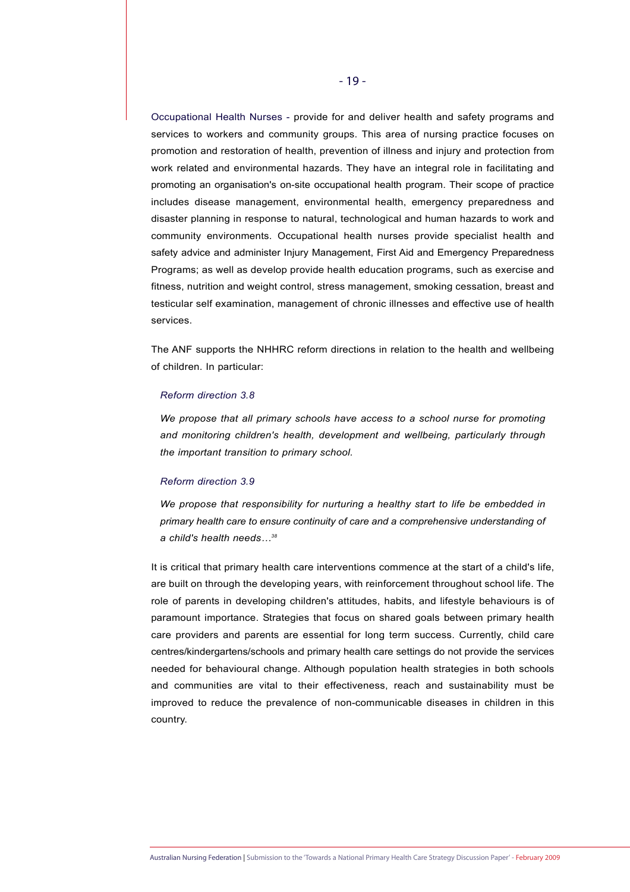Occupational Health Nurses - provide for and deliver health and safety programs and services to workers and community groups. This area of nursing practice focuses on promotion and restoration of health, prevention of illness and injury and protection from work related and environmental hazards. They have an integral role in facilitating and promoting an organisation's on-site occupational health program. Their scope of practice includes disease management, environmental health, emergency preparedness and disaster planning in response to natural, technological and human hazards to work and community environments. Occupational health nurses provide specialist health and safety advice and administer Injury Management, First Aid and Emergency Preparedness Programs; as well as develop provide health education programs, such as exercise and fitness, nutrition and weight control, stress management, smoking cessation, breast and testicular self examination, management of chronic illnesses and effective use of health services.

The ANF supports the NHHRC reform directions in relation to the health and wellbeing of children. In particular:

> *Reform direction 3.8*
>
> *We propose that all primary schools have access to a school nurse for promoting and monitoring children's health, development and wellbeing, particularly through the important transition to primary school.*
>
> *Reform direction 3.9*
>
> *We propose that responsibility for nurturing a healthy start to life be embedded in primary health care to ensure continuity of care and a comprehensive understanding of a child's health needs…*[38]

It is critical that primary health care interventions commence at the start of a child's life, are built on through the developing years, with reinforcement throughout school life. The role of parents in developing children's attitudes, habits, and lifestyle behaviours is of paramount importance. Strategies that focus on shared goals between primary health care providers and parents are essential for long term success. Currently, child care centres/kindergartens/schools and primary health care settings do not provide the services needed for behavioural change. Although population health strategies in both schools and communities are vital to their effectiveness, reach and sustainability must be improved to reduce the prevalence of non-communicable diseases in children in this country.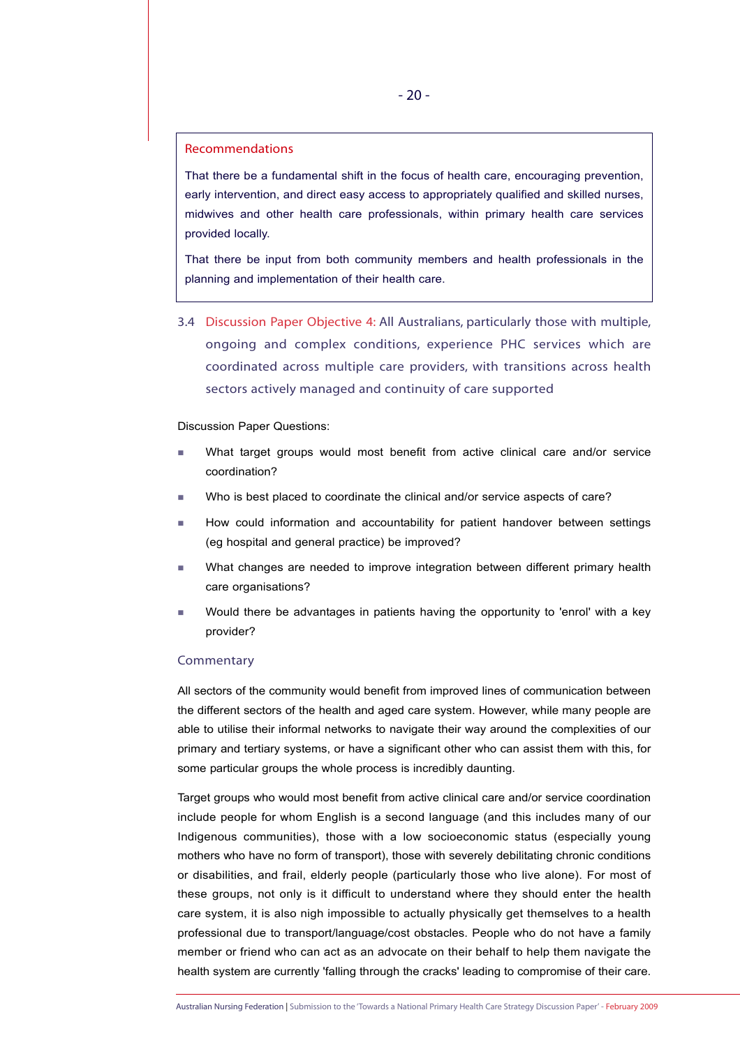**Recommendations**

That there be a fundamental shift in the focus of health care, encouraging prevention, early intervention, and direct easy access to appropriately qualified and skilled nurses, midwives and other health care professionals, within primary health care services provided locally.

That there be input from both community members and health professionals in the planning and implementation of their health care.

### 3.4 Discussion Paper Objective 4: All Australians, particularly those with multiple, ongoing and complex conditions, experience PHC services which are coordinated across multiple care providers, with transitions across health sectors actively managed and continuity of care supported

Discussion Paper Questions:

- What target groups would most benefit from active clinical care and/or service coordination?
- Who is best placed to coordinate the clinical and/or service aspects of care?
- How could information and accountability for patient handover between settings (eg hospital and general practice) be improved?
- What changes are needed to improve integration between different primary health care organisations?
- Would there be advantages in patients having the opportunity to 'enrol' with a key provider?

#### Commentary

All sectors of the community would benefit from improved lines of communication between the different sectors of the health and aged care system. However, while many people are able to utilise their informal networks to navigate their way around the complexities of our primary and tertiary systems, or have a significant other who can assist them with this, for some particular groups the whole process is incredibly daunting.

Target groups who would most benefit from active clinical care and/or service coordination include people for whom English is a second language (and this includes many of our Indigenous communities), those with a low socioeconomic status (especially young mothers who have no form of transport), those with severely debilitating chronic conditions or disabilities, and frail, elderly people (particularly those who live alone). For most of these groups, not only is it difficult to understand where they should enter the health care system, it is also nigh impossible to actually physically get themselves to a health professional due to transport/language/cost obstacles. People who do not have a family member or friend who can act as an advocate on their behalf to help them navigate the health system are currently 'falling through the cracks' leading to compromise of their care.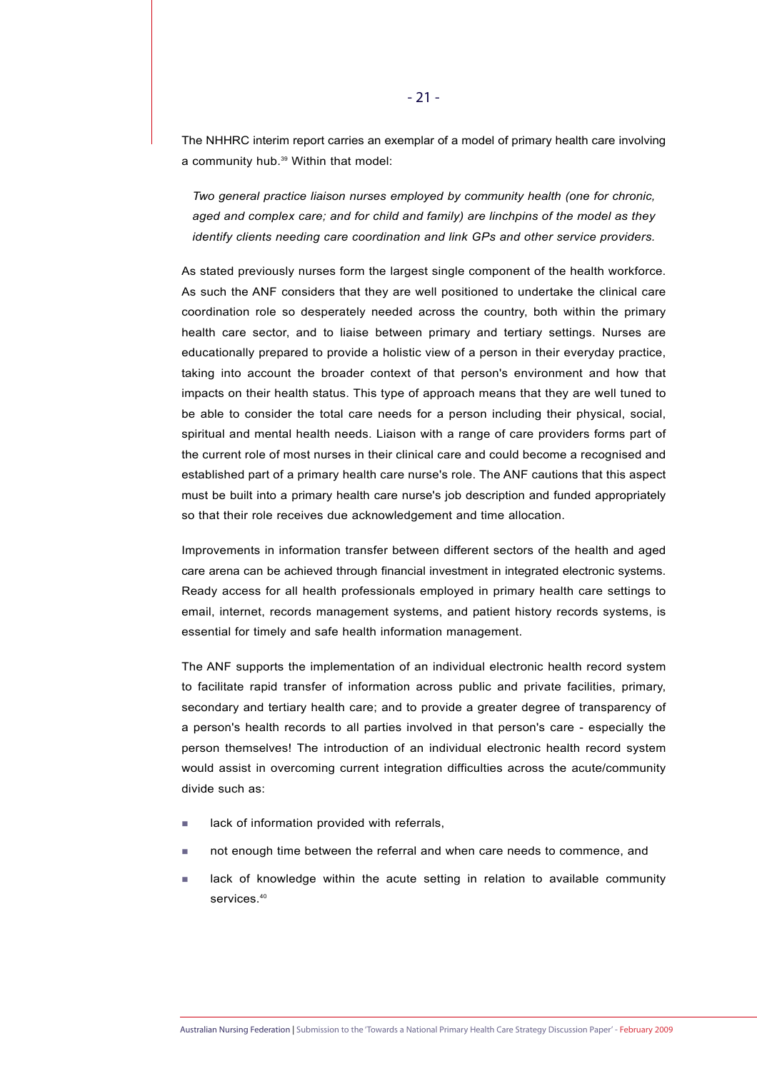The NHHRC interim report carries an exemplar of a model of primary health care involving a community hub.[39] Within that model:

> *Two general practice liaison nurses employed by community health (one for chronic, aged and complex care; and for child and family) are linchpins of the model as they identify clients needing care coordination and link GPs and other service providers.*

As stated previously nurses form the largest single component of the health workforce. As such the ANF considers that they are well positioned to undertake the clinical care coordination role so desperately needed across the country, both within the primary health care sector, and to liaise between primary and tertiary settings. Nurses are educationally prepared to provide a holistic view of a person in their everyday practice, taking into account the broader context of that person's environment and how that impacts on their health status. This type of approach means that they are well tuned to be able to consider the total care needs for a person including their physical, social, spiritual and mental health needs. Liaison with a range of care providers forms part of the current role of most nurses in their clinical care and could become a recognised and established part of a primary health care nurse's role. The ANF cautions that this aspect must be built into a primary health care nurse's job description and funded appropriately so that their role receives due acknowledgement and time allocation.

Improvements in information transfer between different sectors of the health and aged care arena can be achieved through financial investment in integrated electronic systems. Ready access for all health professionals employed in primary health care settings to email, internet, records management systems, and patient history records systems, is essential for timely and safe health information management.

The ANF supports the implementation of an individual electronic health record system to facilitate rapid transfer of information across public and private facilities, primary, secondary and tertiary health care; and to provide a greater degree of transparency of a person's health records to all parties involved in that person's care - especially the person themselves! The introduction of an individual electronic health record system would assist in overcoming current integration difficulties across the acute/community divide such as:

- lack of information provided with referrals,
- not enough time between the referral and when care needs to commence, and
- lack of knowledge within the acute setting in relation to available community services.[40]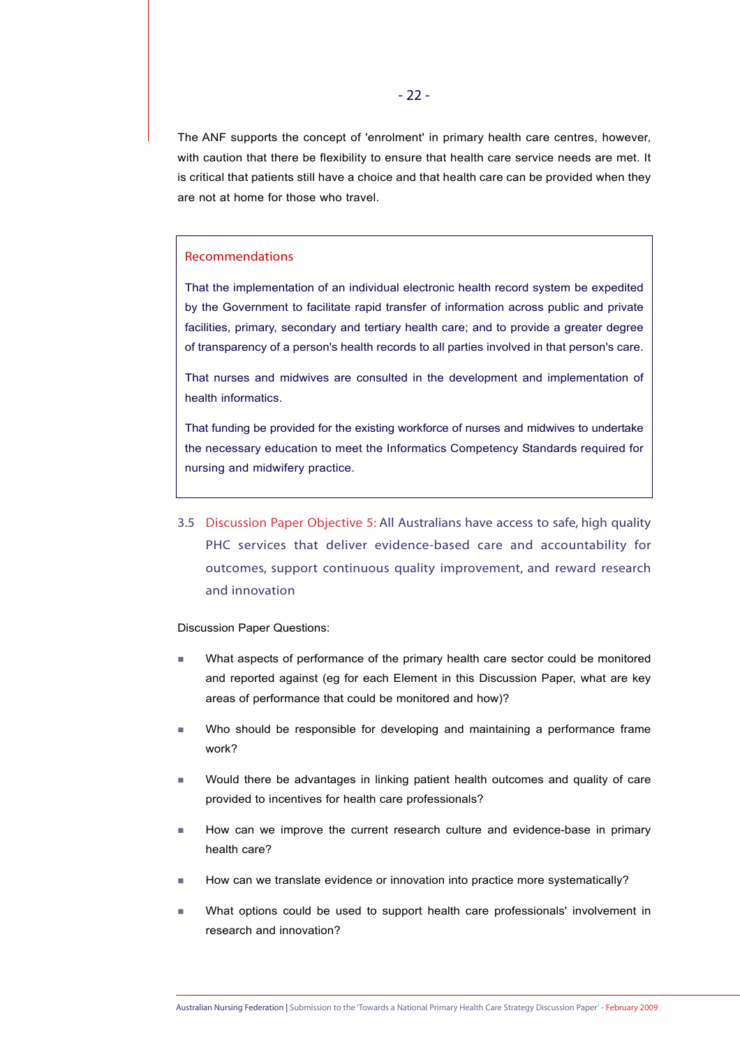The ANF supports the concept of 'enrolment' in primary health care centres, however, with caution that there be flexibility to ensure that health care service needs are met. It is critical that patients still have a choice and that health care can be provided when they are not at home for those who travel.

> **Recommendations**
>
> That the implementation of an individual electronic health record system be expedited by the Government to facilitate rapid transfer of information across public and private facilities, primary, secondary and tertiary health care; and to provide a greater degree of transparency of a person's health records to all parties involved in that person's care.
>
> That nurses and midwives are consulted in the development and implementation of health informatics.
>
> That funding be provided for the existing workforce of nurses and midwives to undertake the necessary education to meet the Informatics Competency Standards required for nursing and midwifery practice.

## 3.5 Discussion Paper Objective 5: All Australians have access to safe, high quality PHC services that deliver evidence-based care and accountability for outcomes, support continuous quality improvement, and reward research and innovation

Discussion Paper Questions:

- What aspects of performance of the primary health care sector could be monitored and reported against (eg for each Element in this Discussion Paper, what are key areas of performance that could be monitored and how)?
- Who should be responsible for developing and maintaining a performance frame work?
- Would there be advantages in linking patient health outcomes and quality of care provided to incentives for health care professionals?
- How can we improve the current research culture and evidence-base in primary health care?
- How can we translate evidence or innovation into practice more systematically?
- What options could be used to support health care professionals' involvement in research and innovation?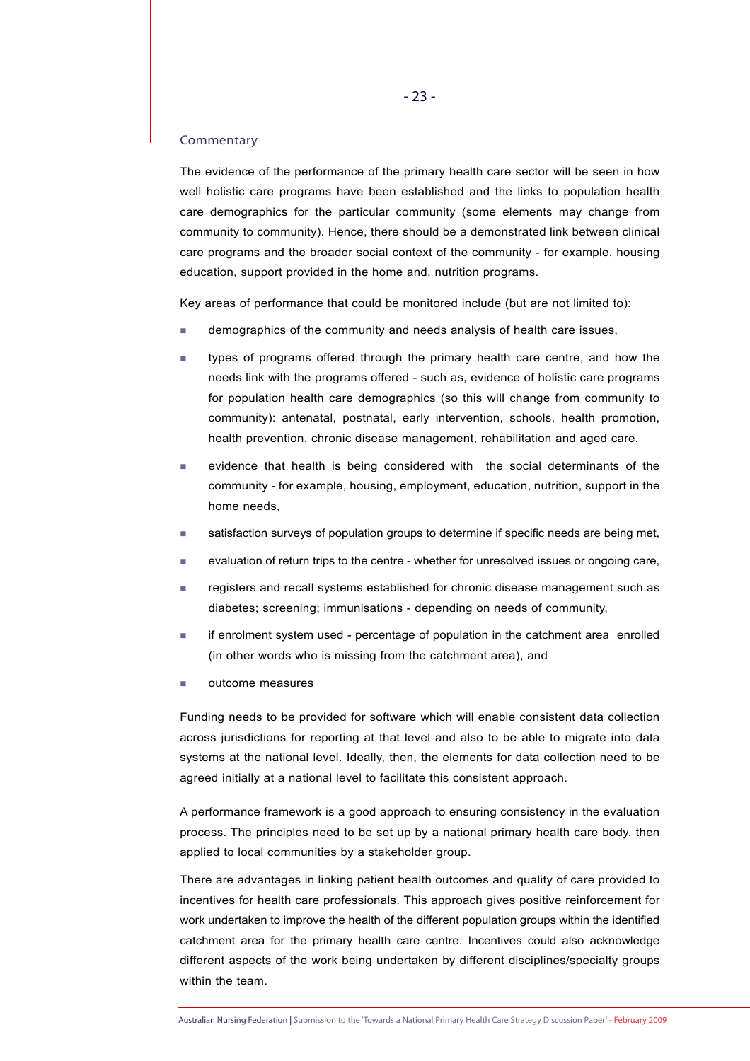### Commentary

The evidence of the performance of the primary health care sector will be seen in how well holistic care programs have been established and the links to population health care demographics for the particular community (some elements may change from community to community). Hence, there should be a demonstrated link between clinical care programs and the broader social context of the community - for example, housing education, support provided in the home and, nutrition programs.

Key areas of performance that could be monitored include (but are not limited to):

- demographics of the community and needs analysis of health care issues,
- types of programs offered through the primary health care centre, and how the needs link with the programs offered - such as, evidence of holistic care programs for population health care demographics (so this will change from community to community): antenatal, postnatal, early intervention, schools, health promotion, health prevention, chronic disease management, rehabilitation and aged care,
- evidence that health is being considered with the social determinants of the community - for example, housing, employment, education, nutrition, support in the home needs,
- satisfaction surveys of population groups to determine if specific needs are being met,
- evaluation of return trips to the centre - whether for unresolved issues or ongoing care,
- registers and recall systems established for chronic disease management such as diabetes; screening; immunisations - depending on needs of community,
- if enrolment system used - percentage of population in the catchment area enrolled (in other words who is missing from the catchment area), and
- outcome measures

Funding needs to be provided for software which will enable consistent data collection across jurisdictions for reporting at that level and also to be able to migrate into data systems at the national level. Ideally, then, the elements for data collection need to be agreed initially at a national level to facilitate this consistent approach.

A performance framework is a good approach to ensuring consistency in the evaluation process. The principles need to be set up by a national primary health care body, then applied to local communities by a stakeholder group.

There are advantages in linking patient health outcomes and quality of care provided to incentives for health care professionals. This approach gives positive reinforcement for work undertaken to improve the health of the different population groups within the identified catchment area for the primary health care centre. Incentives could also acknowledge different aspects of the work being undertaken by different disciplines/specialty groups within the team.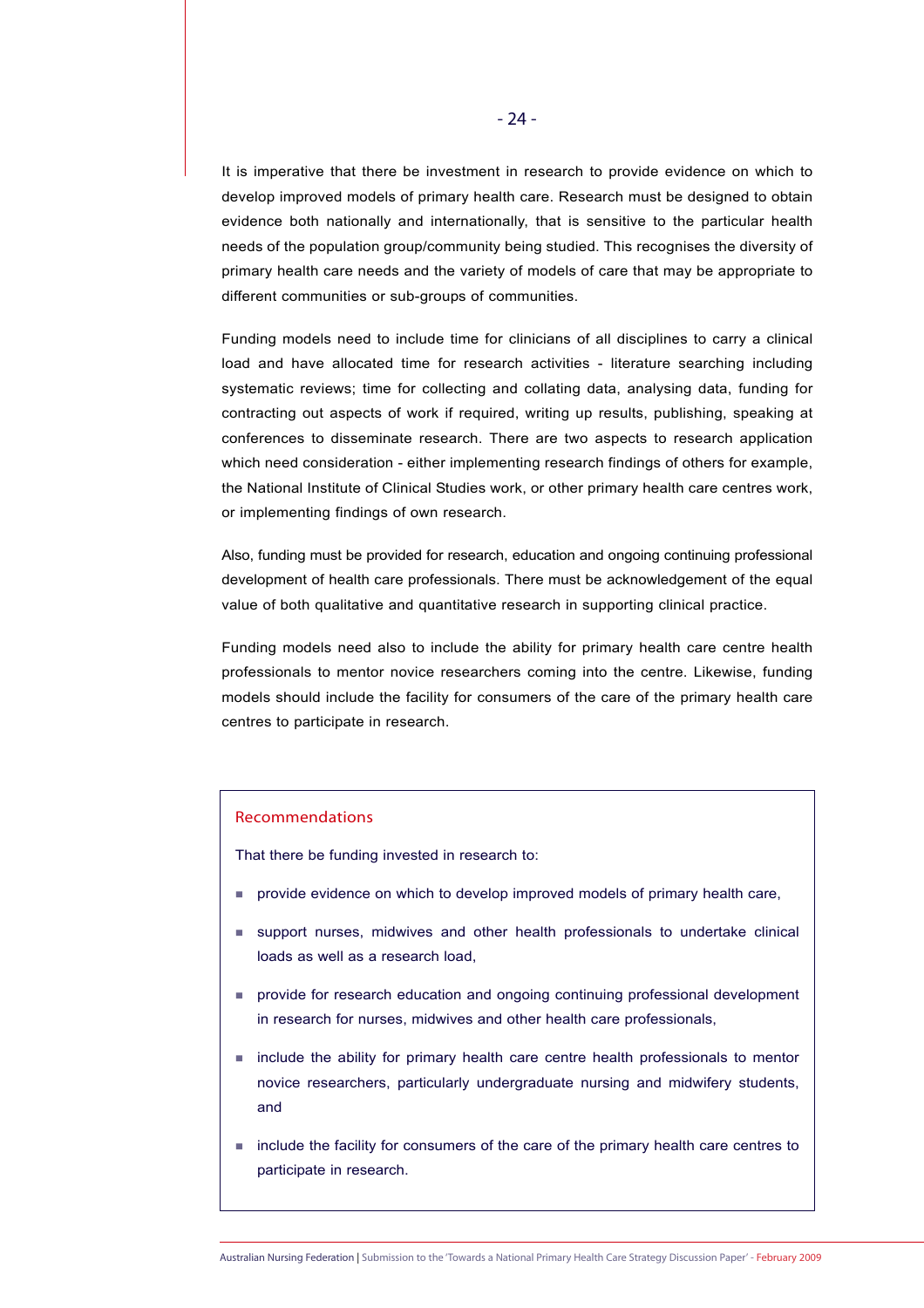It is imperative that there be investment in research to provide evidence on which to develop improved models of primary health care. Research must be designed to obtain evidence both nationally and internationally, that is sensitive to the particular health needs of the population group/community being studied. This recognises the diversity of primary health care needs and the variety of models of care that may be appropriate to different communities or sub-groups of communities.

Funding models need to include time for clinicians of all disciplines to carry a clinical load and have allocated time for research activities - literature searching including systematic reviews; time for collecting and collating data, analysing data, funding for contracting out aspects of work if required, writing up results, publishing, speaking at conferences to disseminate research. There are two aspects to research application which need consideration - either implementing research findings of others for example, the National Institute of Clinical Studies work, or other primary health care centres work, or implementing findings of own research.

Also, funding must be provided for research, education and ongoing continuing professional development of health care professionals. There must be acknowledgement of the equal value of both qualitative and quantitative research in supporting clinical practice.

Funding models need also to include the ability for primary health care centre health professionals to mentor novice researchers coming into the centre. Likewise, funding models should include the facility for consumers of the care of the primary health care centres to participate in research.

### Recommendations

That there be funding invested in research to:

- provide evidence on which to develop improved models of primary health care,
- support nurses, midwives and other health professionals to undertake clinical loads as well as a research load,
- provide for research education and ongoing continuing professional development in research for nurses, midwives and other health care professionals,
- include the ability for primary health care centre health professionals to mentor novice researchers, particularly undergraduate nursing and midwifery students, and
- include the facility for consumers of the care of the primary health care centres to participate in research.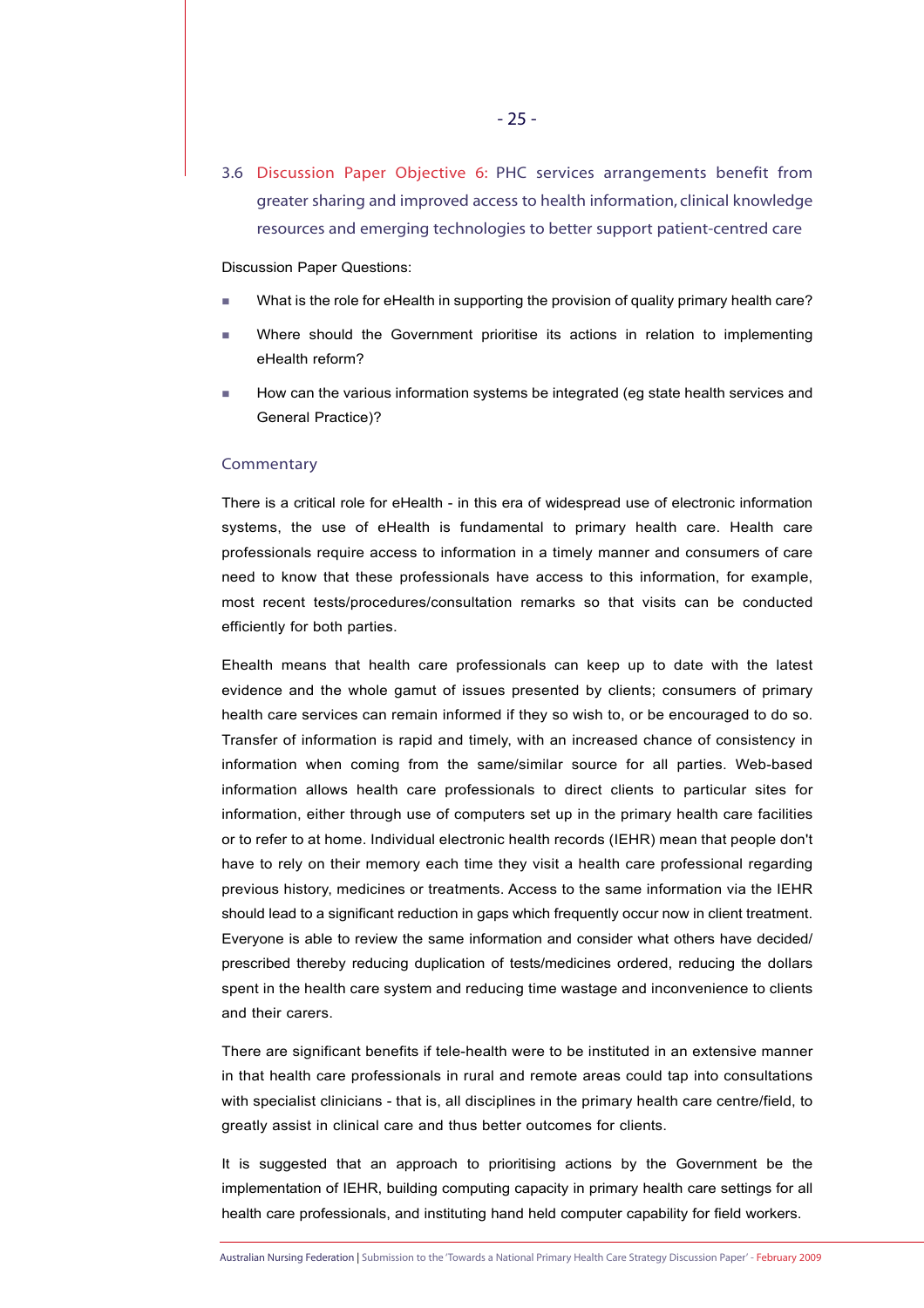## 3.6 Discussion Paper Objective 6: PHC services arrangements benefit from greater sharing and improved access to health information, clinical knowledge resources and emerging technologies to better support patient-centred care

Discussion Paper Questions:

- What is the role for eHealth in supporting the provision of quality primary health care?
- Where should the Government prioritise its actions in relation to implementing eHealth reform?
- How can the various information systems be integrated (eg state health services and General Practice)?

### Commentary

There is a critical role for eHealth - in this era of widespread use of electronic information systems, the use of eHealth is fundamental to primary health care. Health care professionals require access to information in a timely manner and consumers of care need to know that these professionals have access to this information, for example, most recent tests/procedures/consultation remarks so that visits can be conducted efficiently for both parties.

Ehealth means that health care professionals can keep up to date with the latest evidence and the whole gamut of issues presented by clients; consumers of primary health care services can remain informed if they so wish to, or be encouraged to do so. Transfer of information is rapid and timely, with an increased chance of consistency in information when coming from the same/similar source for all parties. Web-based information allows health care professionals to direct clients to particular sites for information, either through use of computers set up in the primary health care facilities or to refer to at home. Individual electronic health records (IEHR) mean that people don't have to rely on their memory each time they visit a health care professional regarding previous history, medicines or treatments. Access to the same information via the IEHR should lead to a significant reduction in gaps which frequently occur now in client treatment. Everyone is able to review the same information and consider what others have decided/ prescribed thereby reducing duplication of tests/medicines ordered, reducing the dollars spent in the health care system and reducing time wastage and inconvenience to clients and their carers.

There are significant benefits if tele-health were to be instituted in an extensive manner in that health care professionals in rural and remote areas could tap into consultations with specialist clinicians - that is, all disciplines in the primary health care centre/field, to greatly assist in clinical care and thus better outcomes for clients.

It is suggested that an approach to prioritising actions by the Government be the implementation of IEHR, building computing capacity in primary health care settings for all health care professionals, and instituting hand held computer capability for field workers.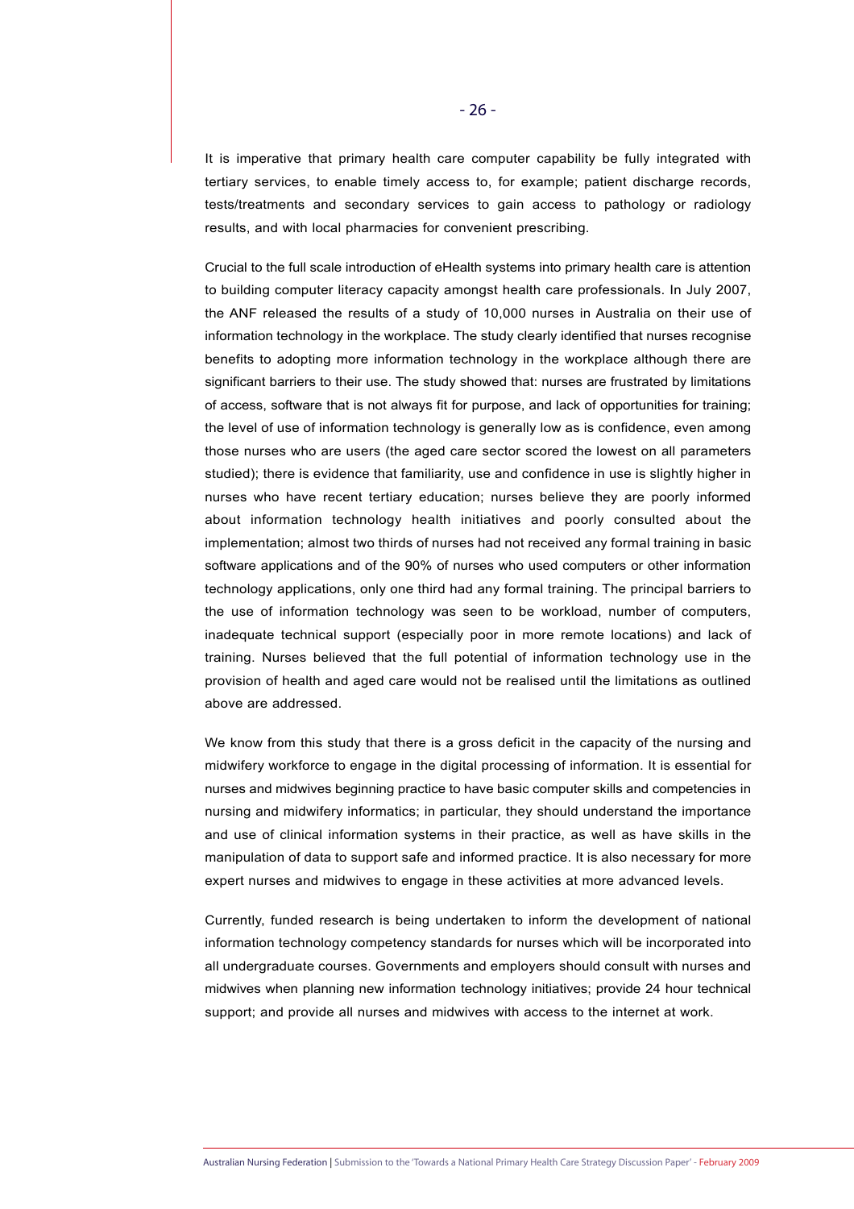It is imperative that primary health care computer capability be fully integrated with tertiary services, to enable timely access to, for example; patient discharge records, tests/treatments and secondary services to gain access to pathology or radiology results, and with local pharmacies for convenient prescribing.

Crucial to the full scale introduction of eHealth systems into primary health care is attention to building computer literacy capacity amongst health care professionals. In July 2007, the ANF released the results of a study of 10,000 nurses in Australia on their use of information technology in the workplace. The study clearly identified that nurses recognise benefits to adopting more information technology in the workplace although there are significant barriers to their use. The study showed that: nurses are frustrated by limitations of access, software that is not always fit for purpose, and lack of opportunities for training; the level of use of information technology is generally low as is confidence, even among those nurses who are users (the aged care sector scored the lowest on all parameters studied); there is evidence that familiarity, use and confidence in use is slightly higher in nurses who have recent tertiary education; nurses believe they are poorly informed about information technology health initiatives and poorly consulted about the implementation; almost two thirds of nurses had not received any formal training in basic software applications and of the 90% of nurses who used computers or other information technology applications, only one third had any formal training. The principal barriers to the use of information technology was seen to be workload, number of computers, inadequate technical support (especially poor in more remote locations) and lack of training. Nurses believed that the full potential of information technology use in the provision of health and aged care would not be realised until the limitations as outlined above are addressed.

We know from this study that there is a gross deficit in the capacity of the nursing and midwifery workforce to engage in the digital processing of information. It is essential for nurses and midwives beginning practice to have basic computer skills and competencies in nursing and midwifery informatics; in particular, they should understand the importance and use of clinical information systems in their practice, as well as have skills in the manipulation of data to support safe and informed practice. It is also necessary for more expert nurses and midwives to engage in these activities at more advanced levels.

Currently, funded research is being undertaken to inform the development of national information technology competency standards for nurses which will be incorporated into all undergraduate courses. Governments and employers should consult with nurses and midwives when planning new information technology initiatives; provide 24 hour technical support; and provide all nurses and midwives with access to the internet at work.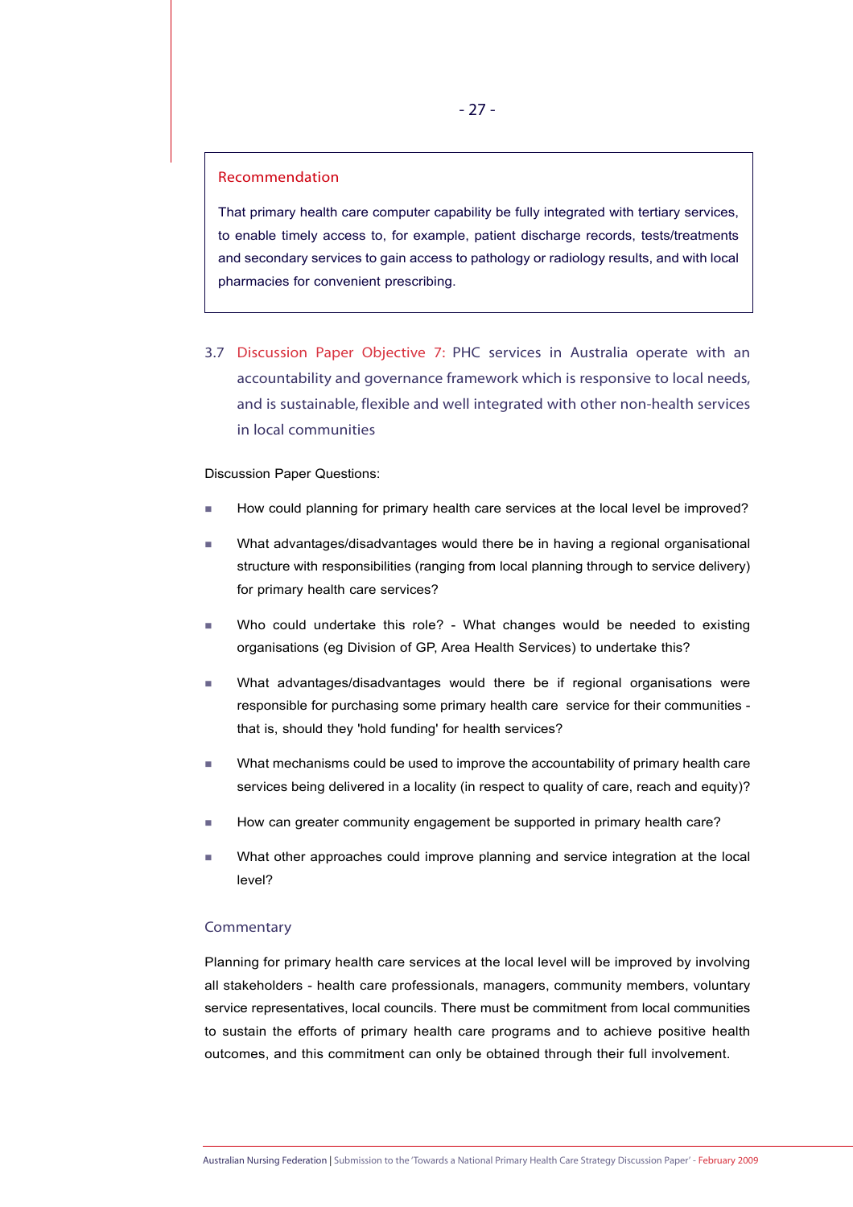**Recommendation**

That primary health care computer capability be fully integrated with tertiary services, to enable timely access to, for example, patient discharge records, tests/treatments and secondary services to gain access to pathology or radiology results, and with local pharmacies for convenient prescribing.

## 3.7 Discussion Paper Objective 7: PHC services in Australia operate with an accountability and governance framework which is responsive to local needs, and is sustainable, flexible and well integrated with other non-health services in local communities

Discussion Paper Questions:

- How could planning for primary health care services at the local level be improved?
- What advantages/disadvantages would there be in having a regional organisational structure with responsibilities (ranging from local planning through to service delivery) for primary health care services?
- Who could undertake this role? - What changes would be needed to existing organisations (eg Division of GP, Area Health Services) to undertake this?
- What advantages/disadvantages would there be if regional organisations were responsible for purchasing some primary health care service for their communities - that is, should they 'hold funding' for health services?
- What mechanisms could be used to improve the accountability of primary health care services being delivered in a locality (in respect to quality of care, reach and equity)?
- How can greater community engagement be supported in primary health care?
- What other approaches could improve planning and service integration at the local level?

### Commentary

Planning for primary health care services at the local level will be improved by involving all stakeholders - health care professionals, managers, community members, voluntary service representatives, local councils. There must be commitment from local communities to sustain the efforts of primary health care programs and to achieve positive health outcomes, and this commitment can only be obtained through their full involvement.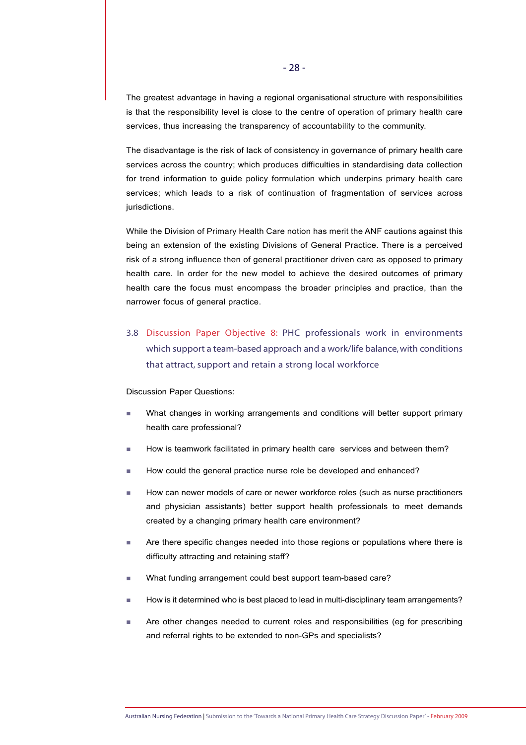The greatest advantage in having a regional organisational structure with responsibilities is that the responsibility level is close to the centre of operation of primary health care services, thus increasing the transparency of accountability to the community.

The disadvantage is the risk of lack of consistency in governance of primary health care services across the country; which produces difficulties in standardising data collection for trend information to guide policy formulation which underpins primary health care services; which leads to a risk of continuation of fragmentation of services across jurisdictions.

While the Division of Primary Health Care notion has merit the ANF cautions against this being an extension of the existing Divisions of General Practice. There is a perceived risk of a strong influence then of general practitioner driven care as opposed to primary health care. In order for the new model to achieve the desired outcomes of primary health care the focus must encompass the broader principles and practice, than the narrower focus of general practice.

## 3.8 Discussion Paper Objective 8: PHC professionals work in environments which support a team-based approach and a work/life balance, with conditions that attract, support and retain a strong local workforce

Discussion Paper Questions:

- What changes in working arrangements and conditions will better support primary health care professional?
- How is teamwork facilitated in primary health care services and between them?
- How could the general practice nurse role be developed and enhanced?
- How can newer models of care or newer workforce roles (such as nurse practitioners and physician assistants) better support health professionals to meet demands created by a changing primary health care environment?
- Are there specific changes needed into those regions or populations where there is difficulty attracting and retaining staff?
- What funding arrangement could best support team-based care?
- How is it determined who is best placed to lead in multi-disciplinary team arrangements?
- Are other changes needed to current roles and responsibilities (eg for prescribing and referral rights to be extended to non-GPs and specialists?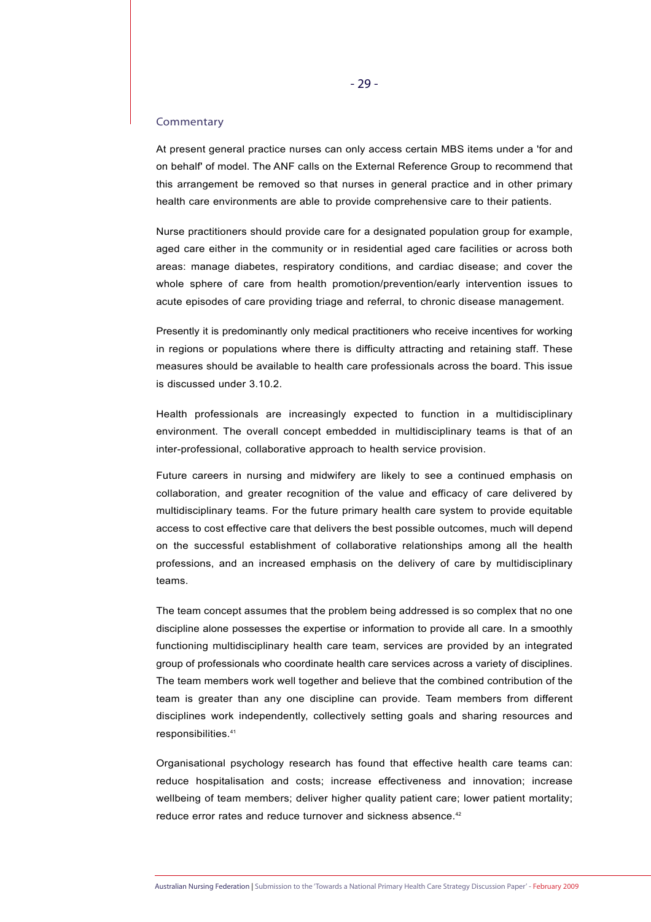### Commentary

At present general practice nurses can only access certain MBS items under a 'for and on behalf' of model. The ANF calls on the External Reference Group to recommend that this arrangement be removed so that nurses in general practice and in other primary health care environments are able to provide comprehensive care to their patients.

Nurse practitioners should provide care for a designated population group for example, aged care either in the community or in residential aged care facilities or across both areas: manage diabetes, respiratory conditions, and cardiac disease; and cover the whole sphere of care from health promotion/prevention/early intervention issues to acute episodes of care providing triage and referral, to chronic disease management.

Presently it is predominantly only medical practitioners who receive incentives for working in regions or populations where there is difficulty attracting and retaining staff. These measures should be available to health care professionals across the board. This issue is discussed under 3.10.2.

Health professionals are increasingly expected to function in a multidisciplinary environment. The overall concept embedded in multidisciplinary teams is that of an inter-professional, collaborative approach to health service provision.

Future careers in nursing and midwifery are likely to see a continued emphasis on collaboration, and greater recognition of the value and efficacy of care delivered by multidisciplinary teams. For the future primary health care system to provide equitable access to cost effective care that delivers the best possible outcomes, much will depend on the successful establishment of collaborative relationships among all the health professions, and an increased emphasis on the delivery of care by multidisciplinary teams.

The team concept assumes that the problem being addressed is so complex that no one discipline alone possesses the expertise or information to provide all care. In a smoothly functioning multidisciplinary health care team, services are provided by an integrated group of professionals who coordinate health care services across a variety of disciplines. The team members work well together and believe that the combined contribution of the team is greater than any one discipline can provide. Team members from different disciplines work independently, collectively setting goals and sharing resources and responsibilities.[41]

Organisational psychology research has found that effective health care teams can: reduce hospitalisation and costs; increase effectiveness and innovation; increase wellbeing of team members; deliver higher quality patient care; lower patient mortality; reduce error rates and reduce turnover and sickness absence.[42]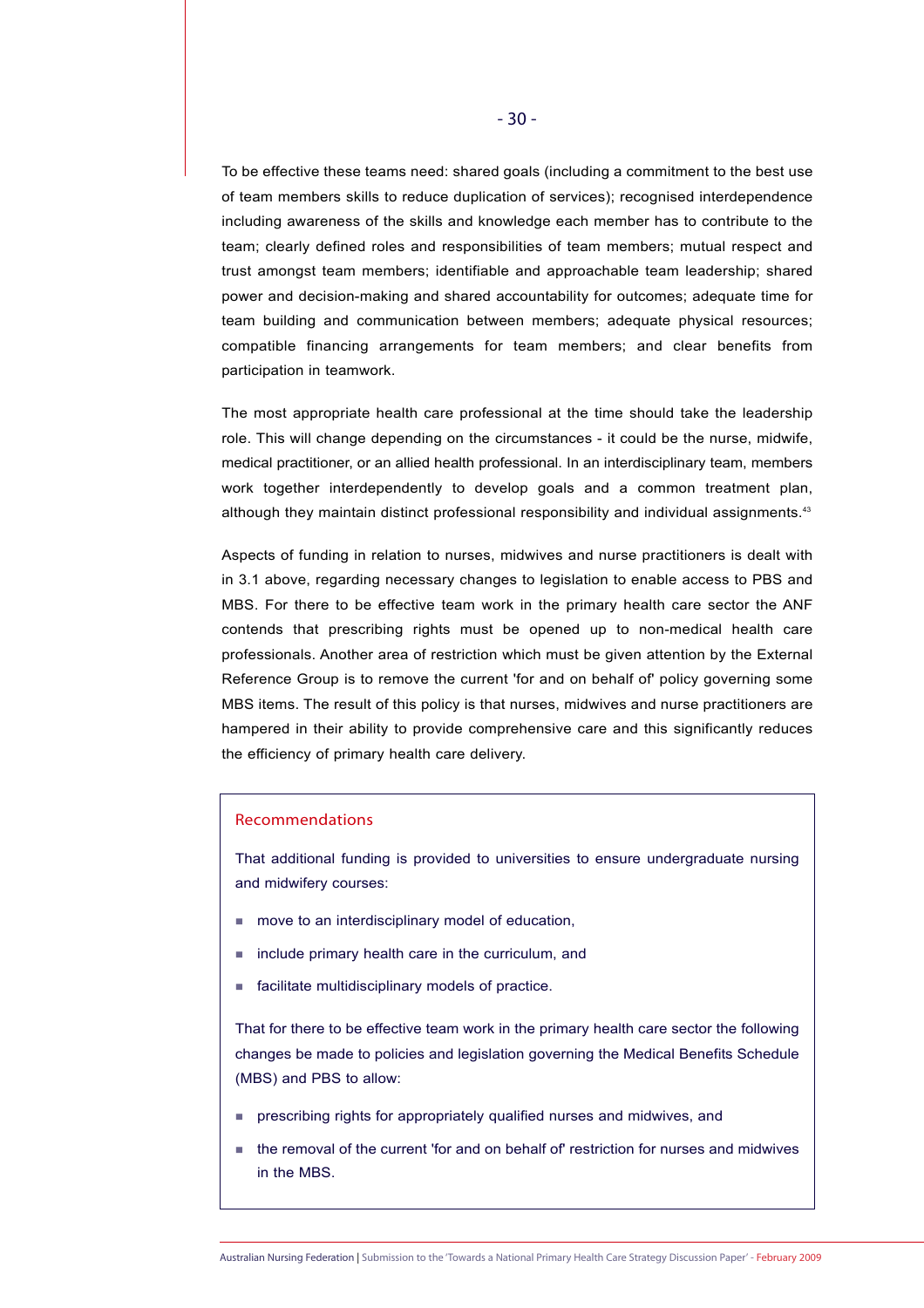To be effective these teams need: shared goals (including a commitment to the best use of team members skills to reduce duplication of services); recognised interdependence including awareness of the skills and knowledge each member has to contribute to the team; clearly defined roles and responsibilities of team members; mutual respect and trust amongst team members; identifiable and approachable team leadership; shared power and decision-making and shared accountability for outcomes; adequate time for team building and communication between members; adequate physical resources; compatible financing arrangements for team members; and clear benefits from participation in teamwork.

The most appropriate health care professional at the time should take the leadership role. This will change depending on the circumstances - it could be the nurse, midwife, medical practitioner, or an allied health professional. In an interdisciplinary team, members work together interdependently to develop goals and a common treatment plan, although they maintain distinct professional responsibility and individual assignments.[43]

Aspects of funding in relation to nurses, midwives and nurse practitioners is dealt with in 3.1 above, regarding necessary changes to legislation to enable access to PBS and MBS. For there to be effective team work in the primary health care sector the ANF contends that prescribing rights must be opened up to non-medical health care professionals. Another area of restriction which must be given attention by the External Reference Group is to remove the current 'for and on behalf of' policy governing some MBS items. The result of this policy is that nurses, midwives and nurse practitioners are hampered in their ability to provide comprehensive care and this significantly reduces the efficiency of primary health care delivery.

### Recommendations

That additional funding is provided to universities to ensure undergraduate nursing and midwifery courses:

- move to an interdisciplinary model of education,
- include primary health care in the curriculum, and
- facilitate multidisciplinary models of practice.

That for there to be effective team work in the primary health care sector the following changes be made to policies and legislation governing the Medical Benefits Schedule (MBS) and PBS to allow:

- prescribing rights for appropriately qualified nurses and midwives, and
- the removal of the current 'for and on behalf of' restriction for nurses and midwives in the MBS.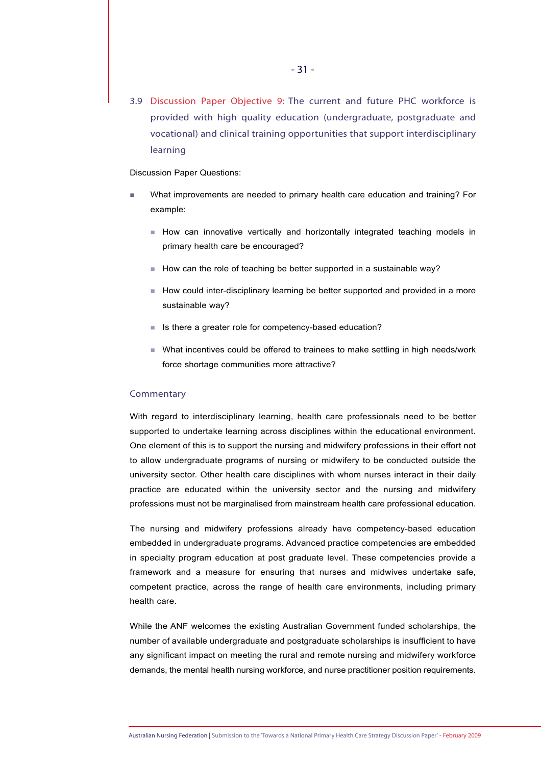### 3.9 Discussion Paper Objective 9: The current and future PHC workforce is provided with high quality education (undergraduate, postgraduate and vocational) and clinical training opportunities that support interdisciplinary learning

Discussion Paper Questions:

- What improvements are needed to primary health care education and training? For example:
  - How can innovative vertically and horizontally integrated teaching models in primary health care be encouraged?
  - How can the role of teaching be better supported in a sustainable way?
  - How could inter-disciplinary learning be better supported and provided in a more sustainable way?
  - Is there a greater role for competency-based education?
  - What incentives could be offered to trainees to make settling in high needs/work force shortage communities more attractive?

#### Commentary

With regard to interdisciplinary learning, health care professionals need to be better supported to undertake learning across disciplines within the educational environment. One element of this is to support the nursing and midwifery professions in their effort not to allow undergraduate programs of nursing or midwifery to be conducted outside the university sector. Other health care disciplines with whom nurses interact in their daily practice are educated within the university sector and the nursing and midwifery professions must not be marginalised from mainstream health care professional education.

The nursing and midwifery professions already have competency-based education embedded in undergraduate programs. Advanced practice competencies are embedded in specialty program education at post graduate level. These competencies provide a framework and a measure for ensuring that nurses and midwives undertake safe, competent practice, across the range of health care environments, including primary health care.

While the ANF welcomes the existing Australian Government funded scholarships, the number of available undergraduate and postgraduate scholarships is insufficient to have any significant impact on meeting the rural and remote nursing and midwifery workforce demands, the mental health nursing workforce, and nurse practitioner position requirements.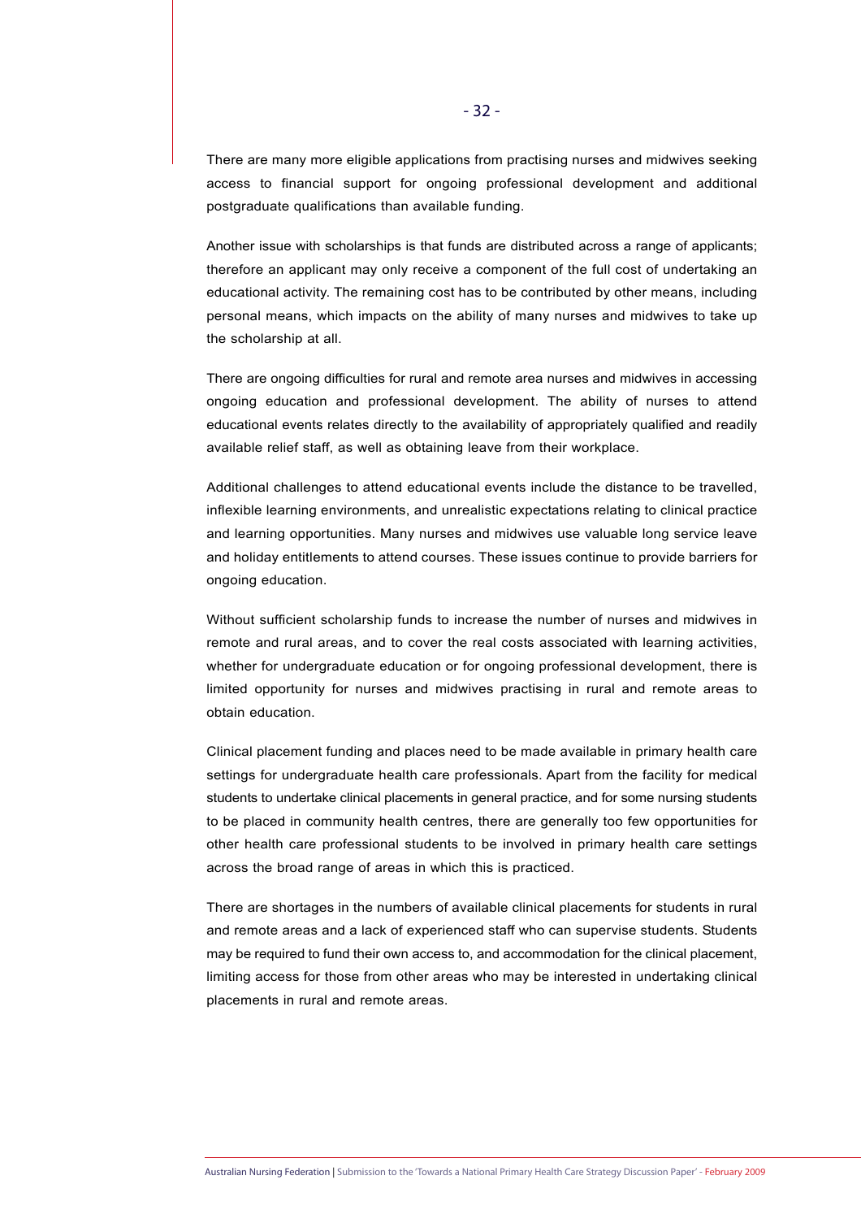There are many more eligible applications from practising nurses and midwives seeking access to financial support for ongoing professional development and additional postgraduate qualifications than available funding.

Another issue with scholarships is that funds are distributed across a range of applicants; therefore an applicant may only receive a component of the full cost of undertaking an educational activity. The remaining cost has to be contributed by other means, including personal means, which impacts on the ability of many nurses and midwives to take up the scholarship at all.

There are ongoing difficulties for rural and remote area nurses and midwives in accessing ongoing education and professional development. The ability of nurses to attend educational events relates directly to the availability of appropriately qualified and readily available relief staff, as well as obtaining leave from their workplace.

Additional challenges to attend educational events include the distance to be travelled, inflexible learning environments, and unrealistic expectations relating to clinical practice and learning opportunities. Many nurses and midwives use valuable long service leave and holiday entitlements to attend courses. These issues continue to provide barriers for ongoing education.

Without sufficient scholarship funds to increase the number of nurses and midwives in remote and rural areas, and to cover the real costs associated with learning activities, whether for undergraduate education or for ongoing professional development, there is limited opportunity for nurses and midwives practising in rural and remote areas to obtain education.

Clinical placement funding and places need to be made available in primary health care settings for undergraduate health care professionals. Apart from the facility for medical students to undertake clinical placements in general practice, and for some nursing students to be placed in community health centres, there are generally too few opportunities for other health care professional students to be involved in primary health care settings across the broad range of areas in which this is practiced.

There are shortages in the numbers of available clinical placements for students in rural and remote areas and a lack of experienced staff who can supervise students. Students may be required to fund their own access to, and accommodation for the clinical placement, limiting access for those from other areas who may be interested in undertaking clinical placements in rural and remote areas.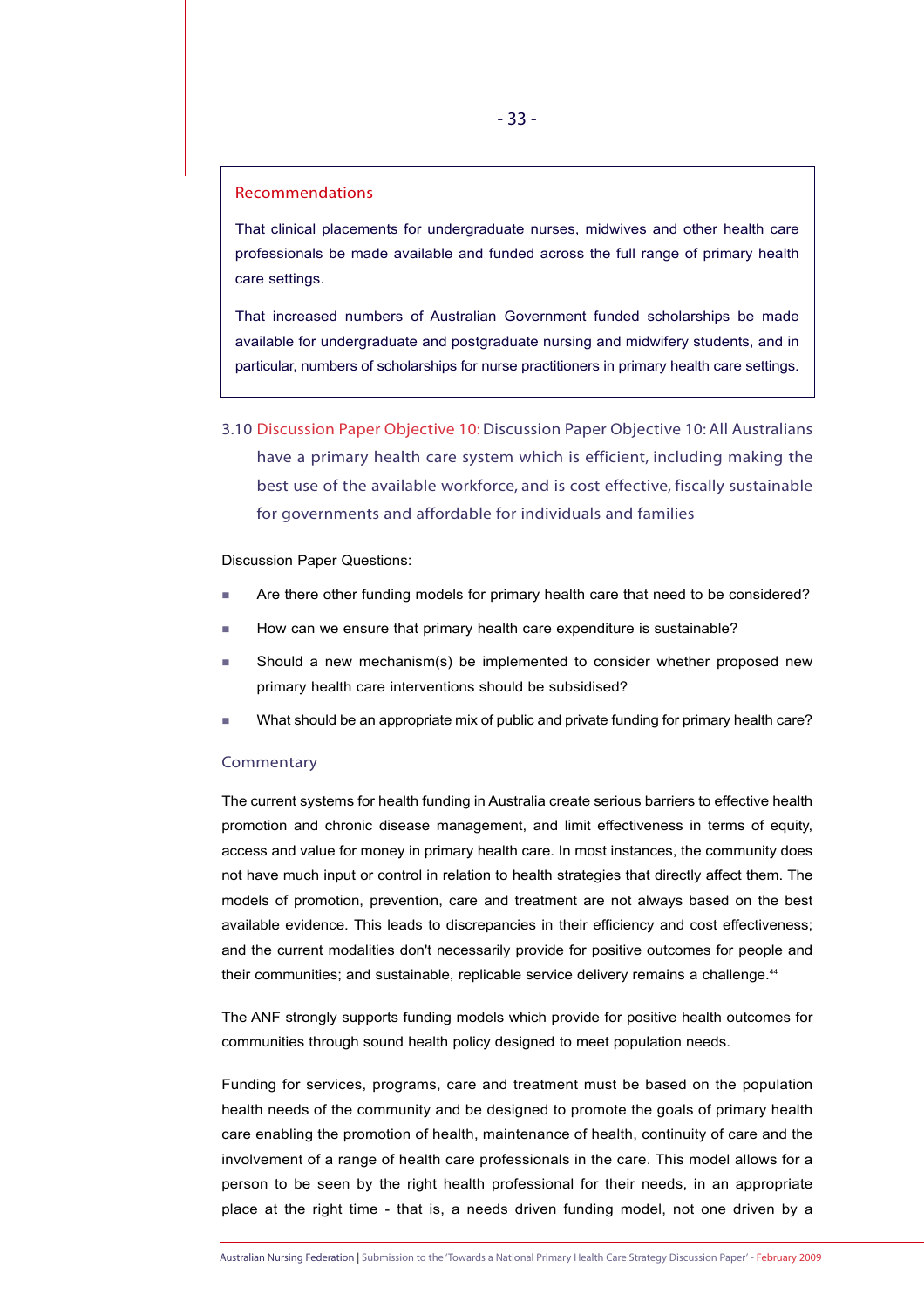### Recommendations

That clinical placements for undergraduate nurses, midwives and other health care professionals be made available and funded across the full range of primary health care settings.

That increased numbers of Australian Government funded scholarships be made available for undergraduate and postgraduate nursing and midwifery students, and in particular, numbers of scholarships for nurse practitioners in primary health care settings.

## 3.10 Discussion Paper Objective 10: Discussion Paper Objective 10: All Australians have a primary health care system which is efficient, including making the best use of the available workforce, and is cost effective, fiscally sustainable for governments and affordable for individuals and families

Discussion Paper Questions:

- Are there other funding models for primary health care that need to be considered?
- How can we ensure that primary health care expenditure is sustainable?
- Should a new mechanism(s) be implemented to consider whether proposed new primary health care interventions should be subsidised?
- What should be an appropriate mix of public and private funding for primary health care?

### Commentary

The current systems for health funding in Australia create serious barriers to effective health promotion and chronic disease management, and limit effectiveness in terms of equity, access and value for money in primary health care. In most instances, the community does not have much input or control in relation to health strategies that directly affect them. The models of promotion, prevention, care and treatment are not always based on the best available evidence. This leads to discrepancies in their efficiency and cost effectiveness; and the current modalities don't necessarily provide for positive outcomes for people and their communities; and sustainable, replicable service delivery remains a challenge.[44]

The ANF strongly supports funding models which provide for positive health outcomes for communities through sound health policy designed to meet population needs.

Funding for services, programs, care and treatment must be based on the population health needs of the community and be designed to promote the goals of primary health care enabling the promotion of health, maintenance of health, continuity of care and the involvement of a range of health care professionals in the care. This model allows for a person to be seen by the right health professional for their needs, in an appropriate place at the right time - that is, a needs driven funding model, not one driven by a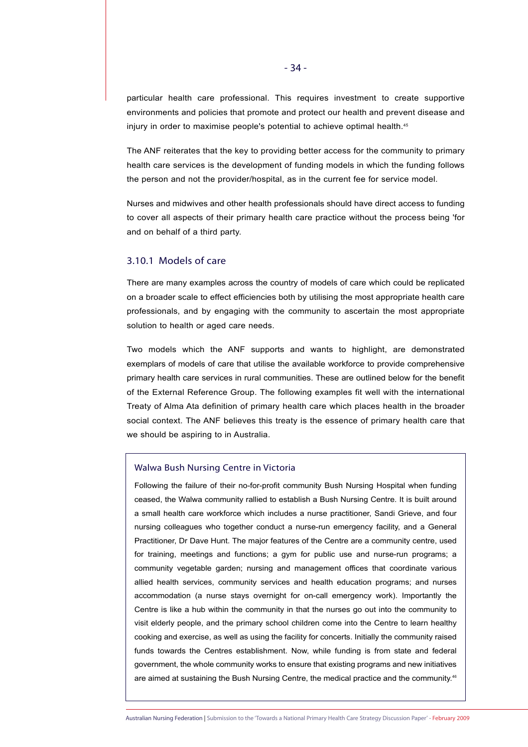particular health care professional. This requires investment to create supportive environments and policies that promote and protect our health and prevent disease and injury in order to maximise people's potential to achieve optimal health.[45]

The ANF reiterates that the key to providing better access for the community to primary health care services is the development of funding models in which the funding follows the person and not the provider/hospital, as in the current fee for service model.

Nurses and midwives and other health professionals should have direct access to funding to cover all aspects of their primary health care practice without the process being 'for and on behalf of a third party.

### 3.10.1 Models of care

There are many examples across the country of models of care which could be replicated on a broader scale to effect efficiencies both by utilising the most appropriate health care professionals, and by engaging with the community to ascertain the most appropriate solution to health or aged care needs.

Two models which the ANF supports and wants to highlight, are demonstrated exemplars of models of care that utilise the available workforce to provide comprehensive primary health care services in rural communities. These are outlined below for the benefit of the External Reference Group. The following examples fit well with the international Treaty of Alma Ata definition of primary health care which places health in the broader social context. The ANF believes this treaty is the essence of primary health care that we should be aspiring to in Australia.

#### Walwa Bush Nursing Centre in Victoria

Following the failure of their no-for-profit community Bush Nursing Hospital when funding ceased, the Walwa community rallied to establish a Bush Nursing Centre. It is built around a small health care workforce which includes a nurse practitioner, Sandi Grieve, and four nursing colleagues who together conduct a nurse-run emergency facility, and a General Practitioner, Dr Dave Hunt. The major features of the Centre are a community centre, used for training, meetings and functions; a gym for public use and nurse-run programs; a community vegetable garden; nursing and management offices that coordinate various allied health services, community services and health education programs; and nurses accommodation (a nurse stays overnight for on-call emergency work). Importantly the Centre is like a hub within the community in that the nurses go out into the community to visit elderly people, and the primary school children come into the Centre to learn healthy cooking and exercise, as well as using the facility for concerts. Initially the community raised funds towards the Centres establishment. Now, while funding is from state and federal government, the whole community works to ensure that existing programs and new initiatives are aimed at sustaining the Bush Nursing Centre, the medical practice and the community.[46]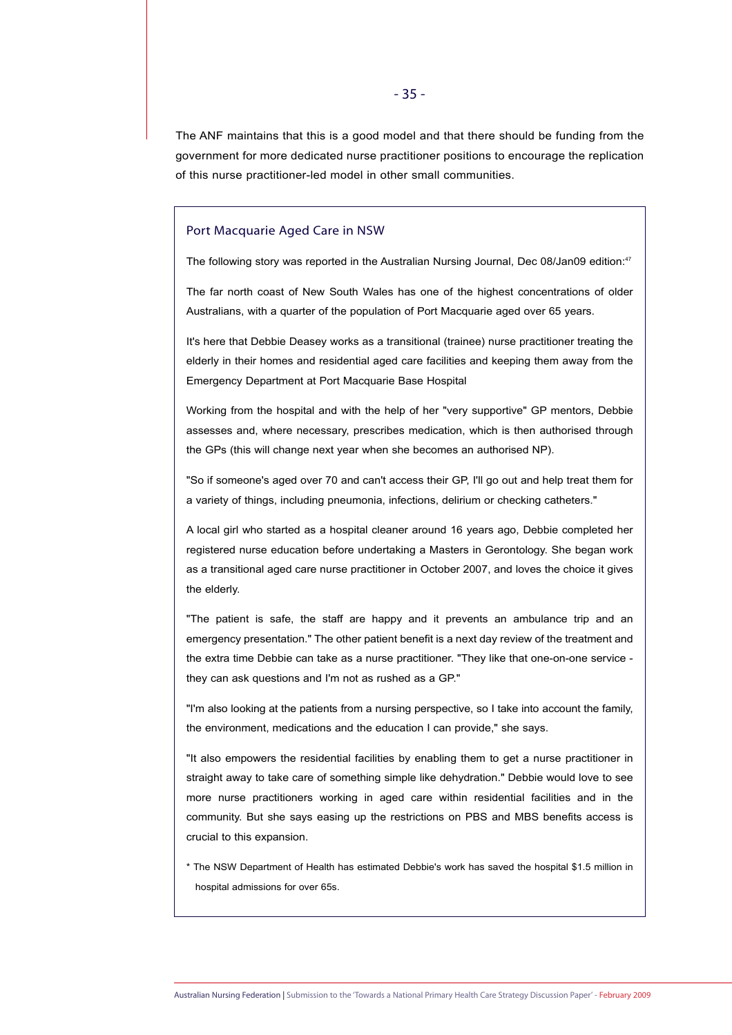The ANF maintains that this is a good model and that there should be funding from the government for more dedicated nurse practitioner positions to encourage the replication of this nurse practitioner-led model in other small communities.

### Port Macquarie Aged Care in NSW

The following story was reported in the Australian Nursing Journal, Dec 08/Jan09 edition:[47]

The far north coast of New South Wales has one of the highest concentrations of older Australians, with a quarter of the population of Port Macquarie aged over 65 years.

It's here that Debbie Deasey works as a transitional (trainee) nurse practitioner treating the elderly in their homes and residential aged care facilities and keeping them away from the Emergency Department at Port Macquarie Base Hospital

Working from the hospital and with the help of her "very supportive" GP mentors, Debbie assesses and, where necessary, prescribes medication, which is then authorised through the GPs (this will change next year when she becomes an authorised NP).

"So if someone's aged over 70 and can't access their GP, I'll go out and help treat them for a variety of things, including pneumonia, infections, delirium or checking catheters."

A local girl who started as a hospital cleaner around 16 years ago, Debbie completed her registered nurse education before undertaking a Masters in Gerontology. She began work as a transitional aged care nurse practitioner in October 2007, and loves the choice it gives the elderly.

"The patient is safe, the staff are happy and it prevents an ambulance trip and an emergency presentation." The other patient benefit is a next day review of the treatment and the extra time Debbie can take as a nurse practitioner. "They like that one-on-one service - they can ask questions and I'm not as rushed as a GP."

"I'm also looking at the patients from a nursing perspective, so I take into account the family, the environment, medications and the education I can provide," she says.

"It also empowers the residential facilities by enabling them to get a nurse practitioner in straight away to take care of something simple like dehydration." Debbie would love to see more nurse practitioners working in aged care within residential facilities and in the community. But she says easing up the restrictions on PBS and MBS benefits access is crucial to this expansion.

* The NSW Department of Health has estimated Debbie's work has saved the hospital $1.5 million in hospital admissions for over 65s.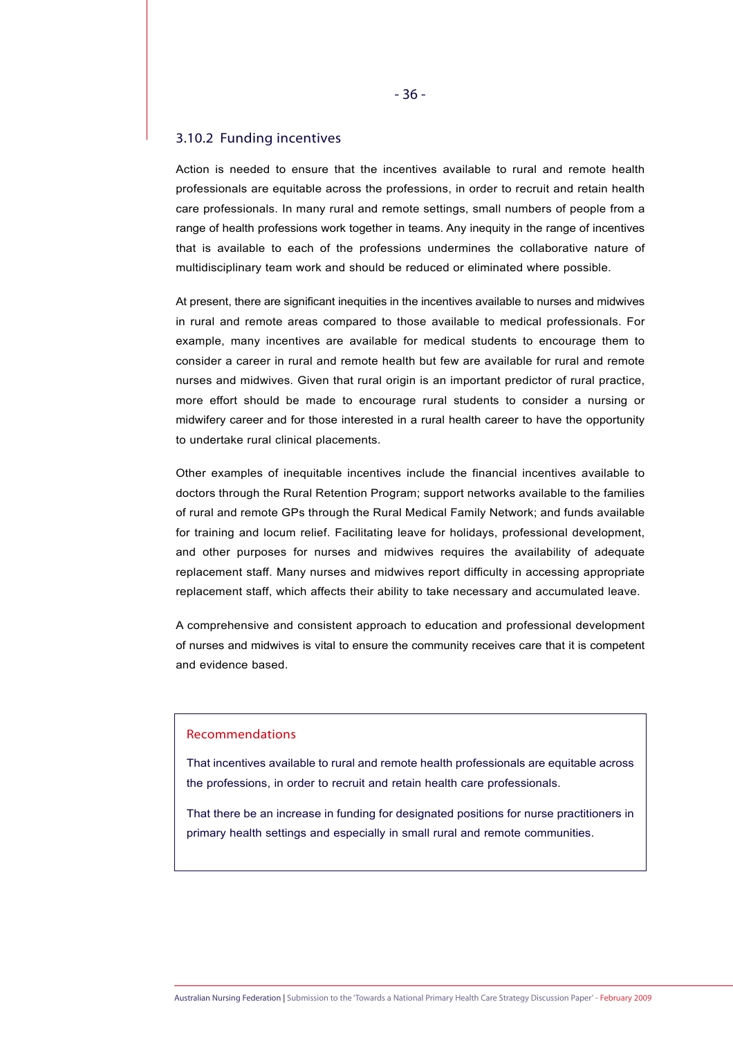### 3.10.2 Funding incentives

Action is needed to ensure that the incentives available to rural and remote health professionals are equitable across the professions, in order to recruit and retain health care professionals. In many rural and remote settings, small numbers of people from a range of health professions work together in teams. Any inequity in the range of incentives that is available to each of the professions undermines the collaborative nature of multidisciplinary team work and should be reduced or eliminated where possible.

At present, there are significant inequities in the incentives available to nurses and midwives in rural and remote areas compared to those available to medical professionals. For example, many incentives are available for medical students to encourage them to consider a career in rural and remote health but few are available for rural and remote nurses and midwives. Given that rural origin is an important predictor of rural practice, more effort should be made to encourage rural students to consider a nursing or midwifery career and for those interested in a rural health career to have the opportunity to undertake rural clinical placements.

Other examples of inequitable incentives include the financial incentives available to doctors through the Rural Retention Program; support networks available to the families of rural and remote GPs through the Rural Medical Family Network; and funds available for training and locum relief. Facilitating leave for holidays, professional development, and other purposes for nurses and midwives requires the availability of adequate replacement staff. Many nurses and midwives report difficulty in accessing appropriate replacement staff, which affects their ability to take necessary and accumulated leave.

A comprehensive and consistent approach to education and professional development of nurses and midwives is vital to ensure the community receives care that it is competent and evidence based.

#### Recommendations

That incentives available to rural and remote health professionals are equitable across the professions, in order to recruit and retain health care professionals.

That there be an increase in funding for designated positions for nurse practitioners in primary health settings and especially in small rural and remote communities.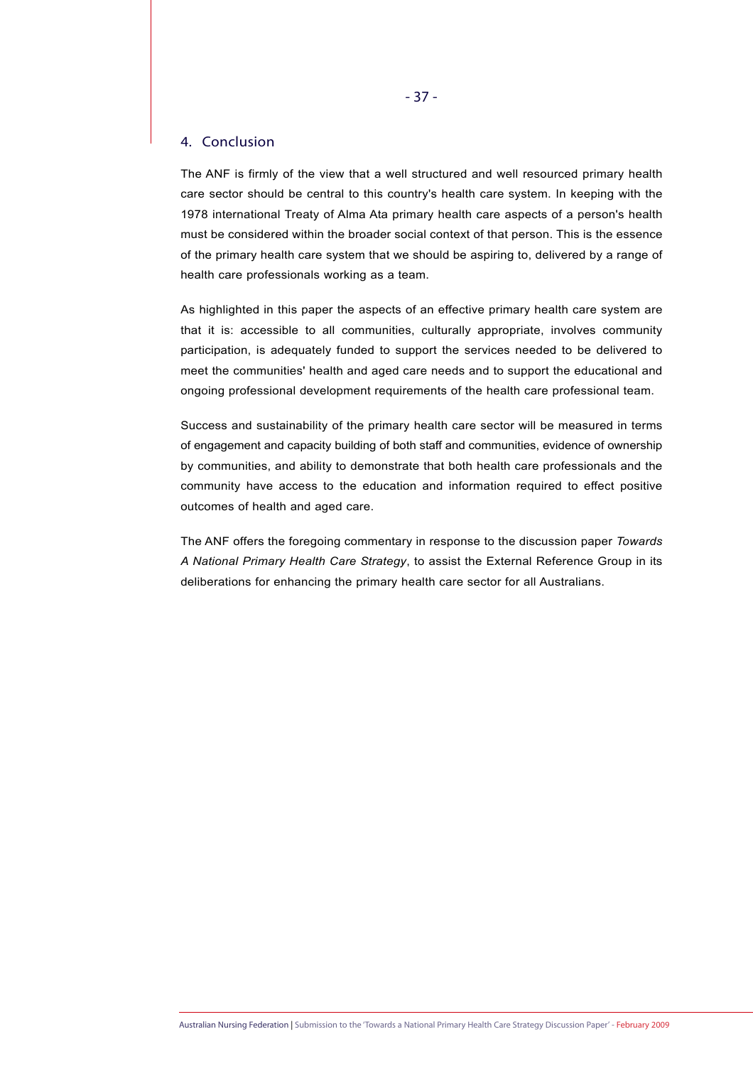## 4. Conclusion

The ANF is firmly of the view that a well structured and well resourced primary health care sector should be central to this country's health care system. In keeping with the 1978 international Treaty of Alma Ata primary health care aspects of a person's health must be considered within the broader social context of that person. This is the essence of the primary health care system that we should be aspiring to, delivered by a range of health care professionals working as a team.

As highlighted in this paper the aspects of an effective primary health care system are that it is: accessible to all communities, culturally appropriate, involves community participation, is adequately funded to support the services needed to be delivered to meet the communities' health and aged care needs and to support the educational and ongoing professional development requirements of the health care professional team.

Success and sustainability of the primary health care sector will be measured in terms of engagement and capacity building of both staff and communities, evidence of ownership by communities, and ability to demonstrate that both health care professionals and the community have access to the education and information required to effect positive outcomes of health and aged care.

The ANF offers the foregoing commentary in response to the discussion paper *Towards A National Primary Health Care Strategy*, to assist the External Reference Group in its deliberations for enhancing the primary health care sector for all Australians.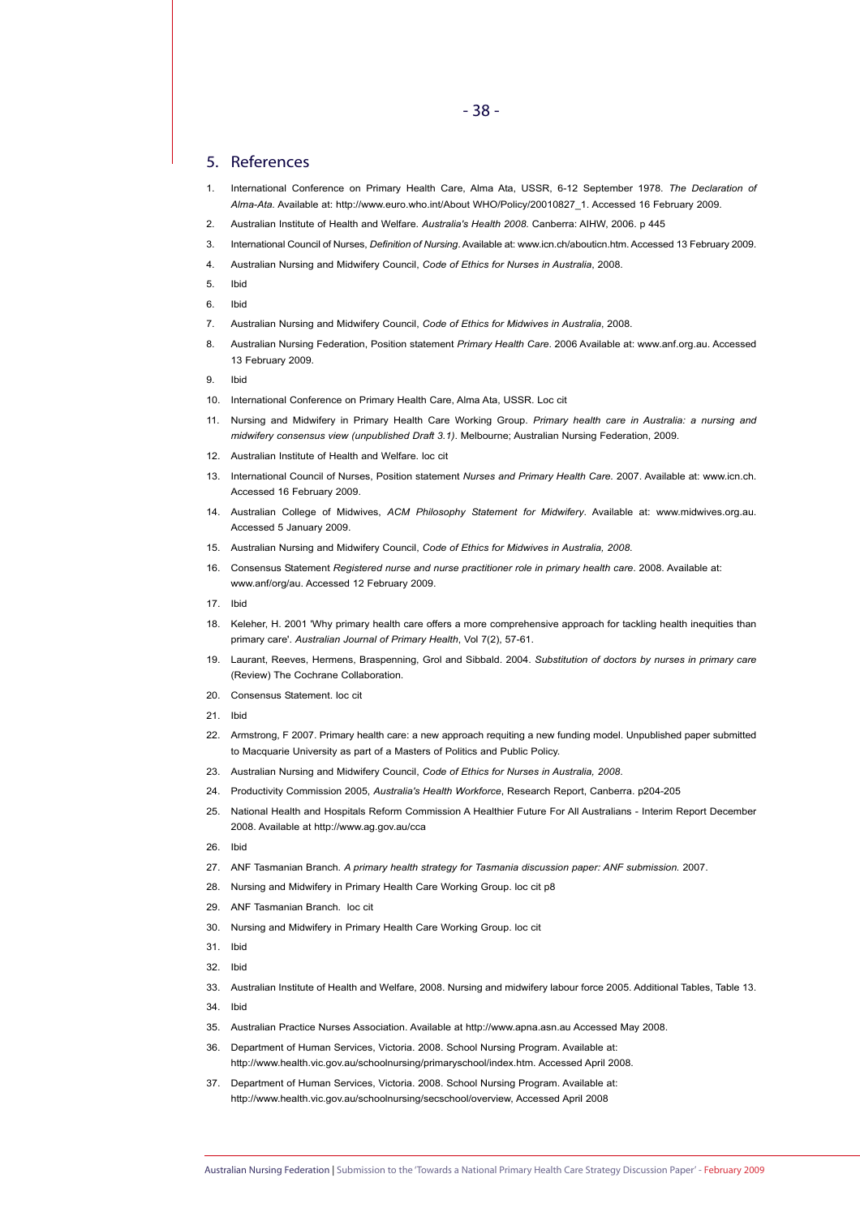## 5. References

1. International Conference on Primary Health Care, Alma Ata, USSR, 6-12 September 1978. *The Declaration of Alma-Ata.* Available at: http://www.euro.who.int/About WHO/Policy/20010827_1. Accessed 16 February 2009.
2. Australian Institute of Health and Welfare. *Australia's Health 2008.* Canberra: AIHW, 2006. p 445
3. International Council of Nurses, *Definition of Nursing*. Available at: www.icn.ch/abouticn.htm. Accessed 13 February 2009.
4. Australian Nursing and Midwifery Council, *Code of Ethics for Nurses in Australia*, 2008.
5. Ibid
6. Ibid
7. Australian Nursing and Midwifery Council, *Code of Ethics for Midwives in Australia*, 2008.
8. Australian Nursing Federation, Position statement *Primary Health Care*. 2006 Available at: www.anf.org.au. Accessed 13 February 2009.
9. Ibid
10. International Conference on Primary Health Care, Alma Ata, USSR. Loc cit
11. Nursing and Midwifery in Primary Health Care Working Group. *Primary health care in Australia: a nursing and midwifery consensus view (unpublished Draft 3.1)*. Melbourne; Australian Nursing Federation, 2009.
12. Australian Institute of Health and Welfare. loc cit
13. International Council of Nurses, Position statement *Nurses and Primary Health Care*. 2007. Available at: www.icn.ch. Accessed 16 February 2009.
14. Australian College of Midwives, *ACM Philosophy Statement for Midwifery*. Available at: www.midwives.org.au. Accessed 5 January 2009.
15. Australian Nursing and Midwifery Council, *Code of Ethics for Midwives in Australia, 2008*.
16. Consensus Statement *Registered nurse and nurse practitioner role in primary health care*. 2008. Available at: www.anf/org/au. Accessed 12 February 2009.
17. Ibid
18. Keleher, H. 2001 'Why primary health care offers a more comprehensive approach for tackling health inequities than primary care'. *Australian Journal of Primary Health*, Vol 7(2), 57-61.
19. Laurant, Reeves, Hermens, Braspenning, Grol and Sibbald. 2004. *Substitution of doctors by nurses in primary care* (Review) The Cochrane Collaboration.
20. Consensus Statement. loc cit
21. Ibid
22. Armstrong, F 2007. Primary health care: a new approach requiting a new funding model. Unpublished paper submitted to Macquarie University as part of a Masters of Politics and Public Policy.
23. Australian Nursing and Midwifery Council, *Code of Ethics for Nurses in Australia, 2008*.
24. Productivity Commission 2005, *Australia's Health Workforce*, Research Report, Canberra. p204-205
25. National Health and Hospitals Reform Commission A Healthier Future For All Australians - Interim Report December 2008. Available at http://www.ag.gov.au/cca
26. Ibid
27. ANF Tasmanian Branch. *A primary health strategy for Tasmania discussion paper: ANF submission.* 2007.
28. Nursing and Midwifery in Primary Health Care Working Group. loc cit p8
29. ANF Tasmanian Branch. loc cit
30. Nursing and Midwifery in Primary Health Care Working Group. loc cit
31. Ibid
32. Ibid
33. Australian Institute of Health and Welfare, 2008. Nursing and midwifery labour force 2005. Additional Tables, Table 13.
34. Ibid
35. Australian Practice Nurses Association. Available at http://www.apna.asn.au Accessed May 2008.
36. Department of Human Services, Victoria. 2008. School Nursing Program. Available at: http://www.health.vic.gov.au/schoolnursing/primaryschool/index.htm. Accessed April 2008.
37. Department of Human Services, Victoria. 2008. School Nursing Program. Available at: http://www.health.vic.gov.au/schoolnursing/secschool/overview, Accessed April 2008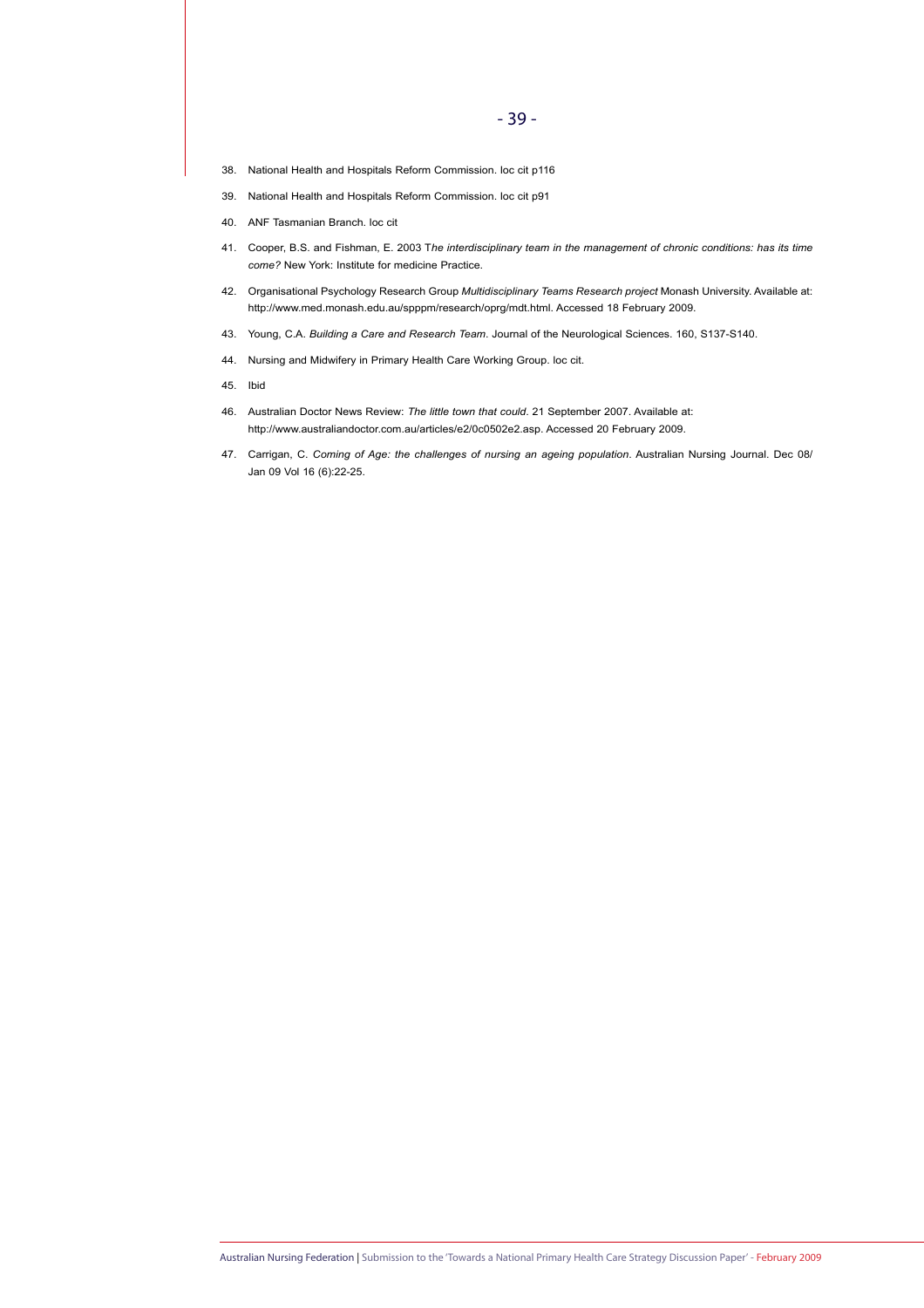38. National Health and Hospitals Reform Commission. loc cit p116
39. National Health and Hospitals Reform Commission. loc cit p91
40. ANF Tasmanian Branch. loc cit
41. Cooper, B.S. and Fishman, E. 2003 T*he interdisciplinary team in the management of chronic conditions: has its time come?* New York: Institute for medicine Practice.
42. Organisational Psychology Research Group *Multidisciplinary Teams Research project* Monash University. Available at: http://www.med.monash.edu.au/spppm/research/oprg/mdt.html. Accessed 18 February 2009.
43. Young, C.A. *Building a Care and Research Team*. Journal of the Neurological Sciences. 160, S137-S140.
44. Nursing and Midwifery in Primary Health Care Working Group. loc cit.
45. Ibid
46. Australian Doctor News Review: *The little town that could*. 21 September 2007. Available at: http://www.australiandoctor.com.au/articles/e2/0c0502e2.asp. Accessed 20 February 2009.
47. Carrigan, C. *Coming of Age: the challenges of nursing an ageing population*. Australian Nursing Journal. Dec 08/ Jan 09 Vol 16 (6):22-25.